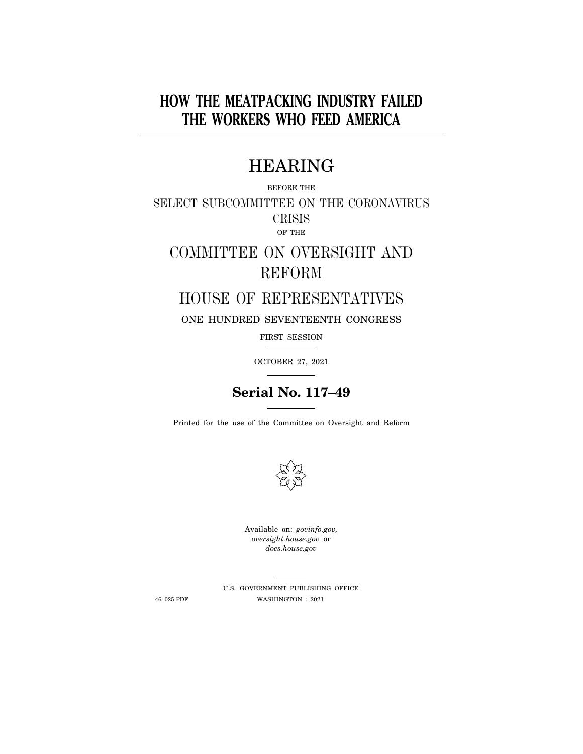# HOW THE MEATPACKING INDUSTRY FAILED THE WORKERS WHO FEED AMERICA

## HEARING

BEFORE THE

SELECT SUBCOMMITTEE ON THE CORONAVIRUS CRISIS

OF THE

COMMITTEE ON OVERSIGHT AND REFORM

HOUSE OF REPRESENTATIVES

ONE HUNDRED SEVENTEENTH CONGRESS

FIRST SESSION

OCTOBER 27, 2021

**Serial No. 117–49**

Printed for the use of the Committee on Oversight and Reform

Available on: *govinfo.gov,* *oversight.house.gov* or *docs.house.gov*

U.S. GOVERNMENT PUBLISHING OFFICE

46–025 PDF WASHINGTON : 2021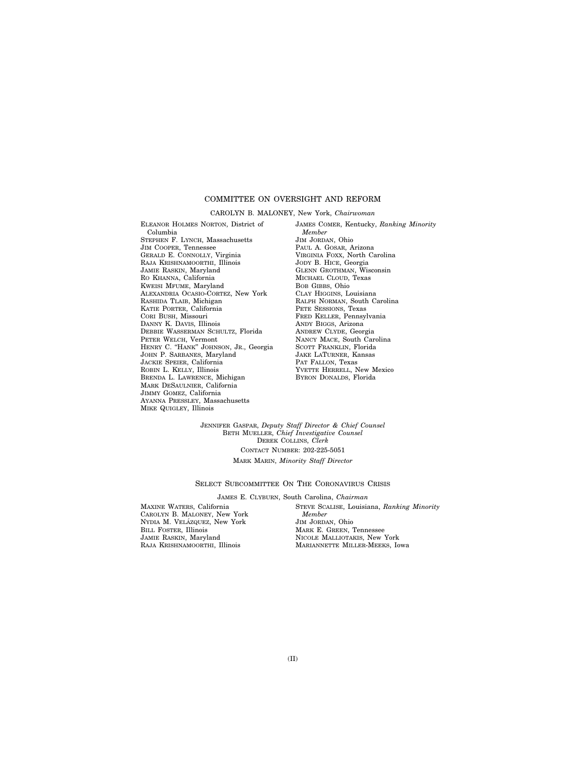## COMMITTEE ON OVERSIGHT AND REFORM

CAROLYN B. MALONEY, New York, *Chairwoman*

ELEANOR HOLMES NORTON, District of Columbia
STEPHEN F. LYNCH, Massachusetts
JIM COOPER, Tennessee
GERALD E. CONNOLLY, Virginia
RAJA KRISHNAMOORTHI, Illinois
JAMIE RASKIN, Maryland
RO KHANNA, California
KWEISI MFUME, Maryland
ALEXANDRIA OCASIO-CORTEZ, New York
RASHIDA TLAIB, Michigan
KATIE PORTER, California
CORI BUSH, Missouri
DANNY K. DAVIS, Illinois
DEBBIE WASSERMAN SCHULTZ, Florida
PETER WELCH, Vermont
HENRY C. "HANK" JOHNSON, JR., Georgia
JOHN P. SARBANES, Maryland
JACKIE SPEIER, California
ROBIN L. KELLY, Illinois
BRENDA L. LAWRENCE, Michigan
MARK DESAULNIER, California
JIMMY GOMEZ, California
AYANNA PRESSLEY, Massachusetts
MIKE QUIGLEY, Illinois

JAMES COMER, Kentucky, *Ranking Minority Member*
JIM JORDAN, Ohio
PAUL A. GOSAR, Arizona
VIRGINIA FOXX, North Carolina
JODY B. HICE, Georgia
GLENN GROTHMAN, Wisconsin
MICHAEL CLOUD, Texas
BOB GIBBS, Ohio
CLAY HIGGINS, Louisiana
RALPH NORMAN, South Carolina
PETE SESSIONS, Texas
FRED KELLER, Pennsylvania
ANDY BIGGS, Arizona
ANDREW CLYDE, Georgia
NANCY MACE, South Carolina
SCOTT FRANKLIN, Florida
JAKE LATURNER, Kansas
PAT FALLON, Texas
YVETTE HERRELL, New Mexico
BYRON DONALDS, Florida

JENNIFER GASPAR, *Deputy Staff Director & Chief Counsel*
BETH MUELLER, *Chief Investigative Counsel*
DEREK COLLINS, *Clerk*
CONTACT NUMBER: 202-225-5051

MARK MARIN, *Minority Staff Director*

## SELECT SUBCOMMITTEE ON THE CORONAVIRUS CRISIS

JAMES E. CLYBURN, South Carolina, *Chairman*

MAXINE WATERS, California
CAROLYN B. MALONEY, New York
NYDIA M. VELÁZQUEZ, New York
BILL FOSTER, Illinois
JAMIE RASKIN, Maryland
RAJA KRISHNAMOORTHI, Illinois

STEVE SCALISE, Louisiana, *Ranking Minority Member*
JIM JORDAN, Ohio
MARK E. GREEN, Tennessee
NICOLE MALLIOTAKIS, New York
MARIANNETTE MILLER-MEEKS, Iowa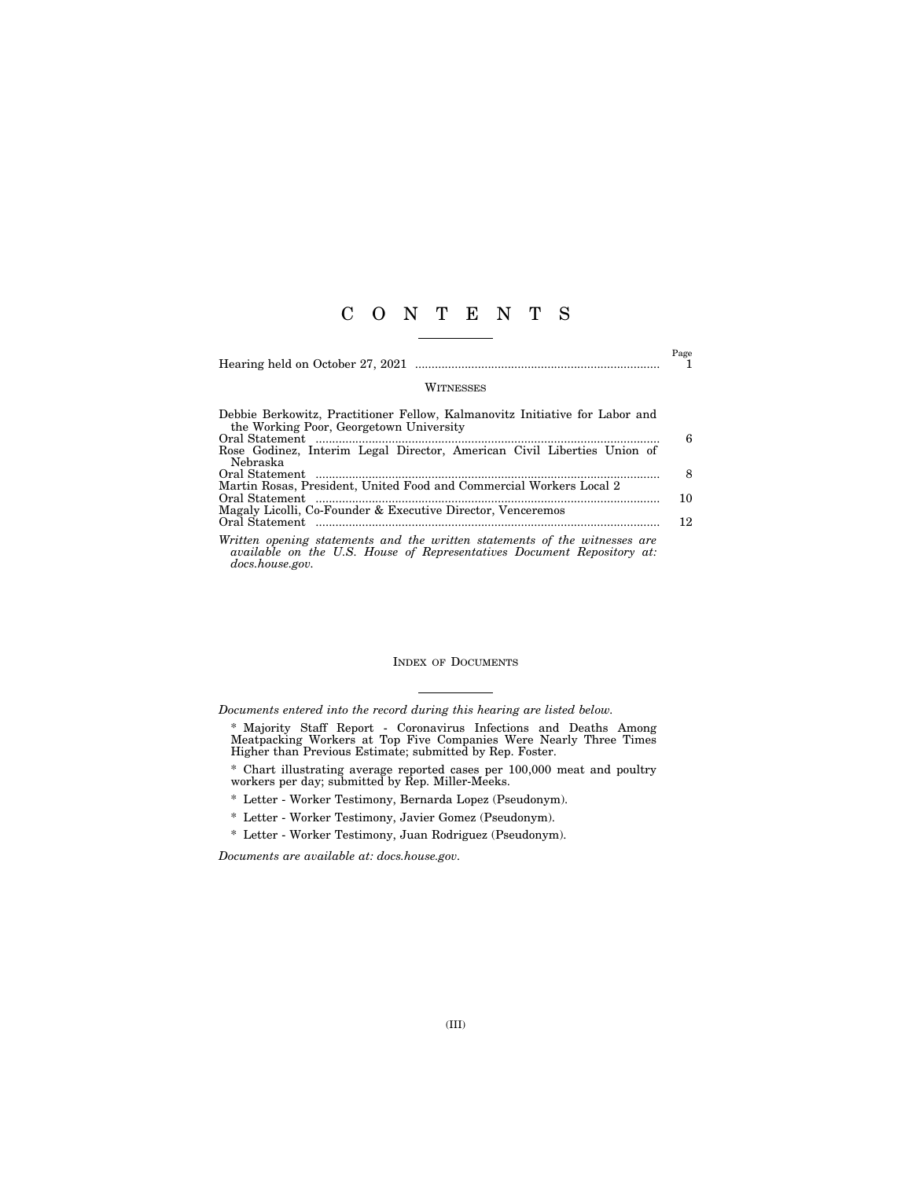# C O N T E N T S

| | Page |
|---|---|
| Hearing held on October 27, 2021 | 1 |

## WITNESSES

| | |
|---|---|
| Debbie Berkowitz, Practitioner Fellow, Kalmanovitz Initiative for Labor and the Working Poor, Georgetown University | |
| Oral Statement | 6 |
| Rose Godinez, Interim Legal Director, American Civil Liberties Union of Nebraska | |
| Oral Statement | 8 |
| Martin Rosas, President, United Food and Commercial Workers Local 2 | |
| Oral Statement | 10 |
| Magaly Licolli, Co-Founder & Executive Director, Venceremos | |
| Oral Statement | 12 |

*Written opening statements and the written statements of the witnesses are available on the U.S. House of Representatives Document Repository at: docs.house.gov.*

## INDEX OF DOCUMENTS

*Documents entered into the record during this hearing are listed below.*

* Majority Staff Report - Coronavirus Infections and Deaths Among Meatpacking Workers at Top Five Companies Were Nearly Three Times Higher than Previous Estimate; submitted by Rep. Foster.

* Chart illustrating average reported cases per 100,000 meat and poultry workers per day; submitted by Rep. Miller-Meeks.

* Letter - Worker Testimony, Bernarda Lopez (Pseudonym).

* Letter - Worker Testimony, Javier Gomez (Pseudonym).

* Letter - Worker Testimony, Juan Rodriguez (Pseudonym).

*Documents are available at: docs.house.gov.*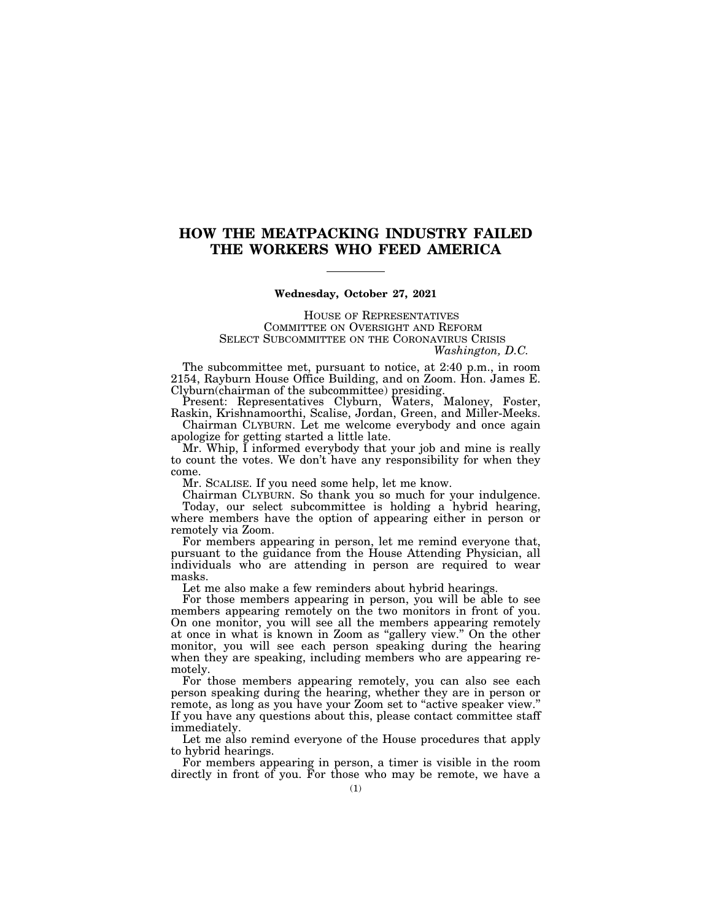# HOW THE MEATPACKING INDUSTRY FAILED THE WORKERS WHO FEED AMERICA

---

**Wednesday, October 27, 2021**

HOUSE OF REPRESENTATIVES
COMMITTEE ON OVERSIGHT AND REFORM
SELECT SUBCOMMITTEE ON THE CORONAVIRUS CRISIS
*Washington, D.C.*

The subcommittee met, pursuant to notice, at 2:40 p.m., in room 2154, Rayburn House Office Building, and on Zoom. Hon. James E. Clyburn(chairman of the subcommittee) presiding.

Present: Representatives Clyburn, Waters, Maloney, Foster, Raskin, Krishnamoorthi, Scalise, Jordan, Green, and Miller-Meeks.

Chairman CLYBURN. Let me welcome everybody and once again apologize for getting started a little late.

Mr. Whip, I informed everybody that your job and mine is really to count the votes. We don't have any responsibility for when they come.

Mr. SCALISE. If you need some help, let me know.

Chairman CLYBURN. So thank you so much for your indulgence.

Today, our select subcommittee is holding a hybrid hearing, where members have the option of appearing either in person or remotely via Zoom.

For members appearing in person, let me remind everyone that, pursuant to the guidance from the House Attending Physician, all individuals who are attending in person are required to wear masks.

Let me also make a few reminders about hybrid hearings.

For those members appearing in person, you will be able to see members appearing remotely on the two monitors in front of you. On one monitor, you will see all the members appearing remotely at once in what is known in Zoom as "gallery view." On the other monitor, you will see each person speaking during the hearing when they are speaking, including members who are appearing remotely.

For those members appearing remotely, you can also see each person speaking during the hearing, whether they are in person or remote, as long as you have your Zoom set to "active speaker view." If you have any questions about this, please contact committee staff immediately.

Let me also remind everyone of the House procedures that apply to hybrid hearings.

For members appearing in person, a timer is visible in the room directly in front of you. For those who may be remote, we have a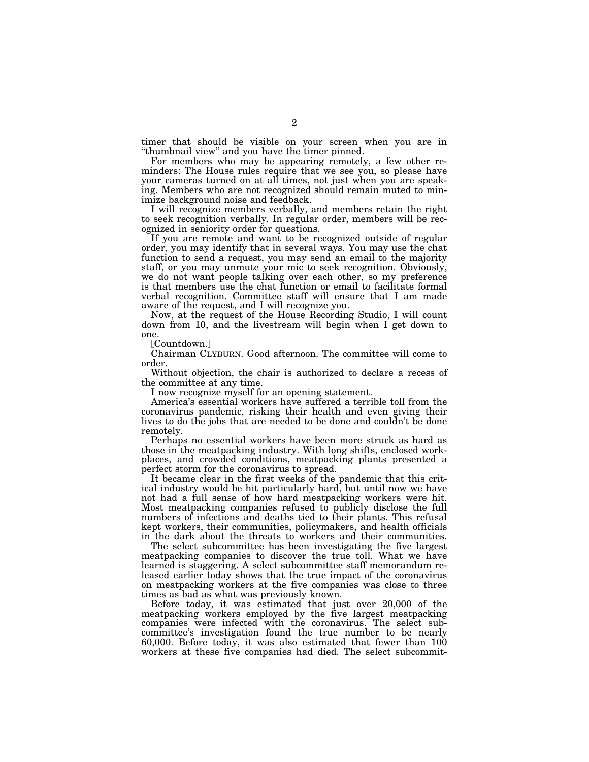timer that should be visible on your screen when you are in "thumbnail view" and you have the timer pinned.

For members who may be appearing remotely, a few other reminders: The House rules require that we see you, so please have your cameras turned on at all times, not just when you are speaking. Members who are not recognized should remain muted to minimize background noise and feedback.

I will recognize members verbally, and members retain the right to seek recognition verbally. In regular order, members will be recognized in seniority order for questions.

If you are remote and want to be recognized outside of regular order, you may identify that in several ways. You may use the chat function to send a request, you may send an email to the majority staff, or you may unmute your mic to seek recognition. Obviously, we do not want people talking over each other, so my preference is that members use the chat function or email to facilitate formal verbal recognition. Committee staff will ensure that I am made aware of the request, and I will recognize you.

Now, at the request of the House Recording Studio, I will count down from 10, and the livestream will begin when I get down to one.

[Countdown.]

Chairman CLYBURN. Good afternoon. The committee will come to order.

Without objection, the chair is authorized to declare a recess of the committee at any time.

I now recognize myself for an opening statement.

America's essential workers have suffered a terrible toll from the coronavirus pandemic, risking their health and even giving their lives to do the jobs that are needed to be done and couldn't be done remotely.

Perhaps no essential workers have been more struck as hard as those in the meatpacking industry. With long shifts, enclosed workplaces, and crowded conditions, meatpacking plants presented a perfect storm for the coronavirus to spread.

It became clear in the first weeks of the pandemic that this critical industry would be hit particularly hard, but until now we have not had a full sense of how hard meatpacking workers were hit. Most meatpacking companies refused to publicly disclose the full numbers of infections and deaths tied to their plants. This refusal kept workers, their communities, policymakers, and health officials in the dark about the threats to workers and their communities.

The select subcommittee has been investigating the five largest meatpacking companies to discover the true toll. What we have learned is staggering. A select subcommittee staff memorandum released earlier today shows that the true impact of the coronavirus on meatpacking workers at the five companies was close to three times as bad as what was previously known.

Before today, it was estimated that just over 20,000 of the meatpacking workers employed by the five largest meatpacking companies were infected with the coronavirus. The select subcommittee's investigation found the true number to be nearly 60,000. Before today, it was also estimated that fewer than 100 workers at these five companies had died. The select subcommit-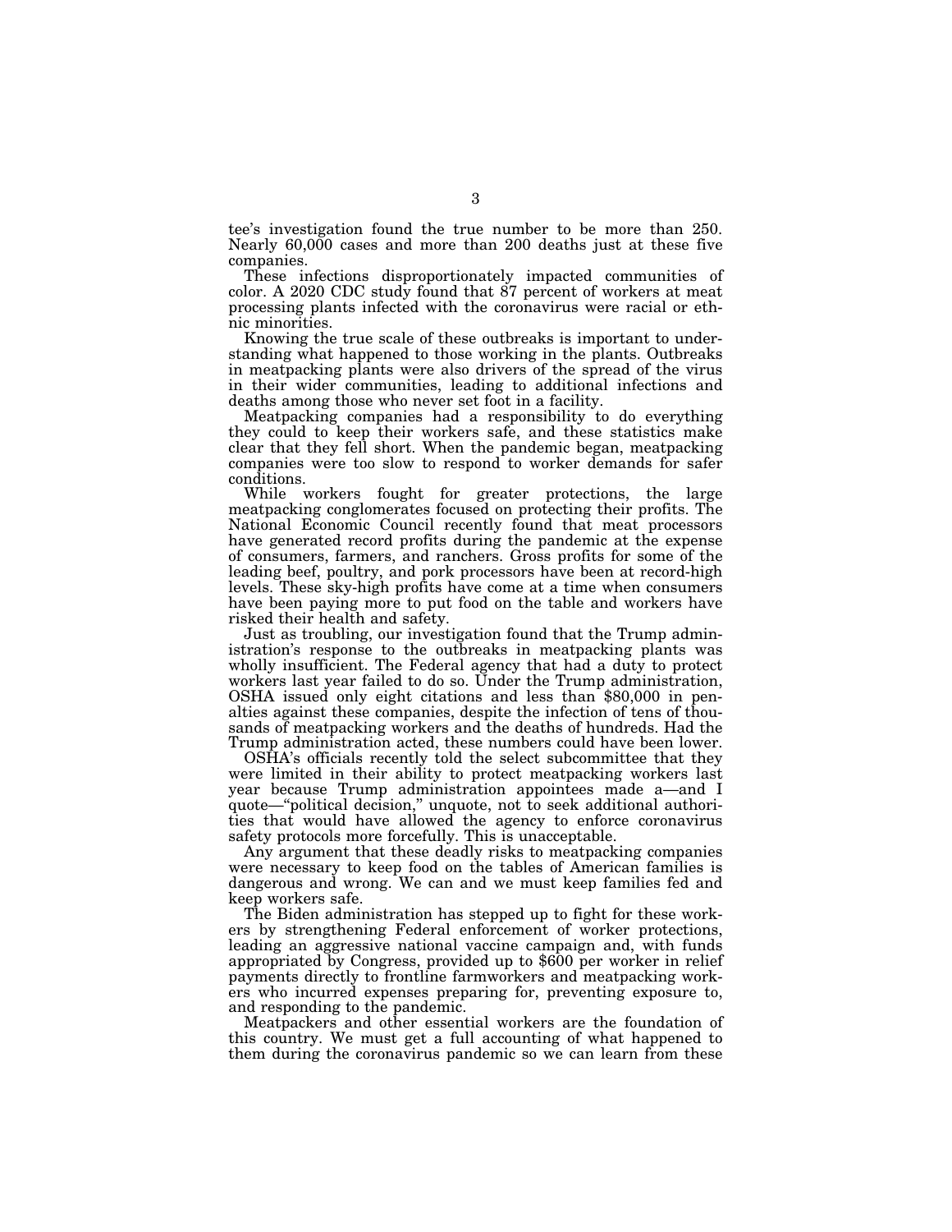tee's investigation found the true number to be more than 250. Nearly 60,000 cases and more than 200 deaths just at these five companies.

These infections disproportionately impacted communities of color. A 2020 CDC study found that 87 percent of workers at meat processing plants infected with the coronavirus were racial or ethnic minorities.

Knowing the true scale of these outbreaks is important to understanding what happened to those working in the plants. Outbreaks in meatpacking plants were also drivers of the spread of the virus in their wider communities, leading to additional infections and deaths among those who never set foot in a facility.

Meatpacking companies had a responsibility to do everything they could to keep their workers safe, and these statistics make clear that they fell short. When the pandemic began, meatpacking companies were too slow to respond to worker demands for safer conditions.

While workers fought for greater protections, the large meatpacking conglomerates focused on protecting their profits. The National Economic Council recently found that meat processors have generated record profits during the pandemic at the expense of consumers, farmers, and ranchers. Gross profits for some of the leading beef, poultry, and pork processors have been at record-high levels. These sky-high profits have come at a time when consumers have been paying more to put food on the table and workers have risked their health and safety.

Just as troubling, our investigation found that the Trump administration's response to the outbreaks in meatpacking plants was wholly insufficient. The Federal agency that had a duty to protect workers last year failed to do so. Under the Trump administration, OSHA issued only eight citations and less than $80,000 in penalties against these companies, despite the infection of tens of thousands of meatpacking workers and the deaths of hundreds. Had the Trump administration acted, these numbers could have been lower.

OSHA's officials recently told the select subcommittee that they were limited in their ability to protect meatpacking workers last year because Trump administration appointees made a—and I quote—"political decision," unquote, not to seek additional authorities that would have allowed the agency to enforce coronavirus safety protocols more forcefully. This is unacceptable.

Any argument that these deadly risks to meatpacking companies were necessary to keep food on the tables of American families is dangerous and wrong. We can and we must keep families fed and keep workers safe.

The Biden administration has stepped up to fight for these workers by strengthening Federal enforcement of worker protections, leading an aggressive national vaccine campaign and, with funds appropriated by Congress, provided up to $600 per worker in relief payments directly to frontline farmworkers and meatpacking workers who incurred expenses preparing for, preventing exposure to, and responding to the pandemic.

Meatpackers and other essential workers are the foundation of this country. We must get a full accounting of what happened to them during the coronavirus pandemic so we can learn from these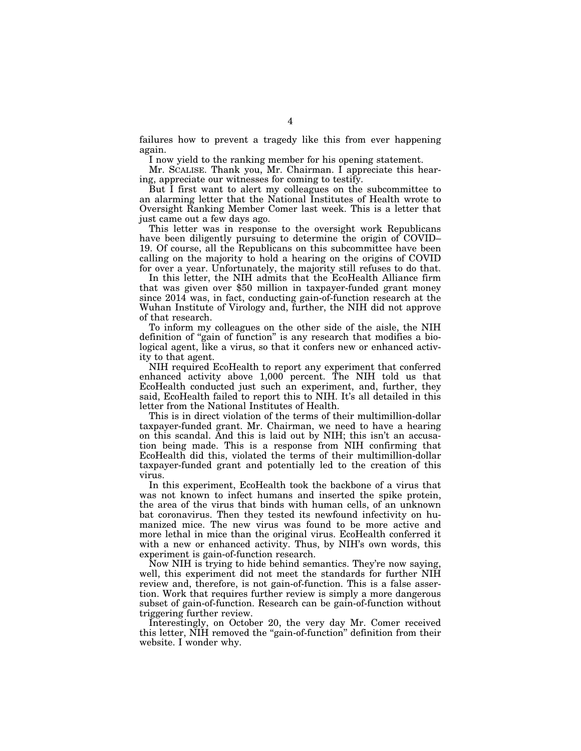failures how to prevent a tragedy like this from ever happening again.

I now yield to the ranking member for his opening statement.

Mr. SCALISE. Thank you, Mr. Chairman. I appreciate this hearing, appreciate our witnesses for coming to testify.

But I first want to alert my colleagues on the subcommittee to an alarming letter that the National Institutes of Health wrote to Oversight Ranking Member Comer last week. This is a letter that just came out a few days ago.

This letter was in response to the oversight work Republicans have been diligently pursuing to determine the origin of COVID–19. Of course, all the Republicans on this subcommittee have been calling on the majority to hold a hearing on the origins of COVID for over a year. Unfortunately, the majority still refuses to do that.

In this letter, the NIH admits that the EcoHealth Alliance firm that was given over $50 million in taxpayer-funded grant money since 2014 was, in fact, conducting gain-of-function research at the Wuhan Institute of Virology and, further, the NIH did not approve of that research.

To inform my colleagues on the other side of the aisle, the NIH definition of "gain of function" is any research that modifies a biological agent, like a virus, so that it confers new or enhanced activity to that agent.

NIH required EcoHealth to report any experiment that conferred enhanced activity above 1,000 percent. The NIH told us that EcoHealth conducted just such an experiment, and, further, they said, EcoHealth failed to report this to NIH. It's all detailed in this letter from the National Institutes of Health.

This is in direct violation of the terms of their multimillion-dollar taxpayer-funded grant. Mr. Chairman, we need to have a hearing on this scandal. And this is laid out by NIH; this isn't an accusation being made. This is a response from NIH confirming that EcoHealth did this, violated the terms of their multimillion-dollar taxpayer-funded grant and potentially led to the creation of this virus.

In this experiment, EcoHealth took the backbone of a virus that was not known to infect humans and inserted the spike protein, the area of the virus that binds with human cells, of an unknown bat coronavirus. Then they tested its newfound infectivity on humanized mice. The new virus was found to be more active and more lethal in mice than the original virus. EcoHealth conferred it with a new or enhanced activity. Thus, by NIH's own words, this experiment is gain-of-function research.

Now NIH is trying to hide behind semantics. They're now saying, well, this experiment did not meet the standards for further NIH review and, therefore, is not gain-of-function. This is a false assertion. Work that requires further review is simply a more dangerous subset of gain-of-function. Research can be gain-of-function without triggering further review.

Interestingly, on October 20, the very day Mr. Comer received this letter, NIH removed the "gain-of-function" definition from their website. I wonder why.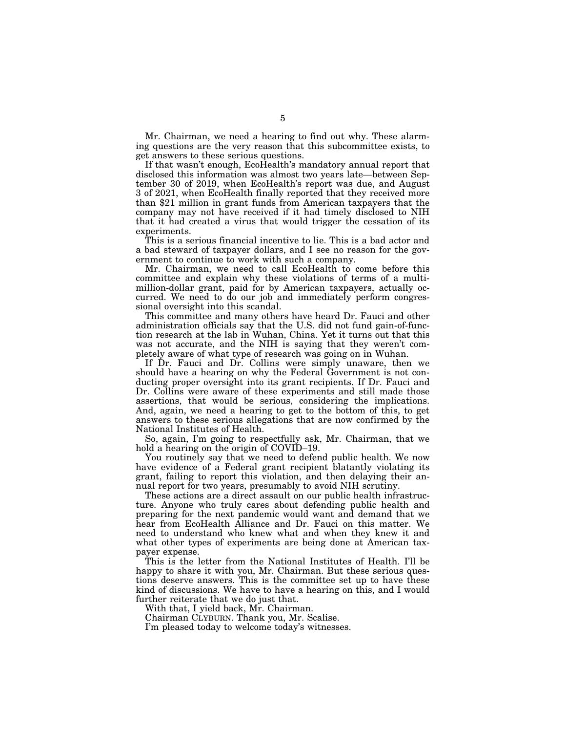Mr. Chairman, we need a hearing to find out why. These alarming questions are the very reason that this subcommittee exists, to get answers to these serious questions.

If that wasn't enough, EcoHealth's mandatory annual report that disclosed this information was almost two years late—between September 30 of 2019, when EcoHealth's report was due, and August 3 of 2021, when EcoHealth finally reported that they received more than $21 million in grant funds from American taxpayers that the company may not have received if it had timely disclosed to NIH that it had created a virus that would trigger the cessation of its experiments.

This is a serious financial incentive to lie. This is a bad actor and a bad steward of taxpayer dollars, and I see no reason for the government to continue to work with such a company.

Mr. Chairman, we need to call EcoHealth to come before this committee and explain why these violations of terms of a multimillion-dollar grant, paid for by American taxpayers, actually occurred. We need to do our job and immediately perform congressional oversight into this scandal.

This committee and many others have heard Dr. Fauci and other administration officials say that the U.S. did not fund gain-of-function research at the lab in Wuhan, China. Yet it turns out that this was not accurate, and the NIH is saying that they weren't completely aware of what type of research was going on in Wuhan.

If Dr. Fauci and Dr. Collins were simply unaware, then we should have a hearing on why the Federal Government is not conducting proper oversight into its grant recipients. If Dr. Fauci and Dr. Collins were aware of these experiments and still made those assertions, that would be serious, considering the implications. And, again, we need a hearing to get to the bottom of this, to get answers to these serious allegations that are now confirmed by the National Institutes of Health.

So, again, I'm going to respectfully ask, Mr. Chairman, that we hold a hearing on the origin of COVID–19.

You routinely say that we need to defend public health. We now have evidence of a Federal grant recipient blatantly violating its grant, failing to report this violation, and then delaying their annual report for two years, presumably to avoid NIH scrutiny.

These actions are a direct assault on our public health infrastructure. Anyone who truly cares about defending public health and preparing for the next pandemic would want and demand that we hear from EcoHealth Alliance and Dr. Fauci on this matter. We need to understand who knew what and when they knew it and what other types of experiments are being done at American taxpayer expense.

This is the letter from the National Institutes of Health. I'll be happy to share it with you, Mr. Chairman. But these serious questions deserve answers. This is the committee set up to have these kind of discussions. We have to have a hearing on this, and I would further reiterate that we do just that.

With that, I yield back, Mr. Chairman.

Chairman CLYBURN. Thank you, Mr. Scalise.

I'm pleased today to welcome today's witnesses.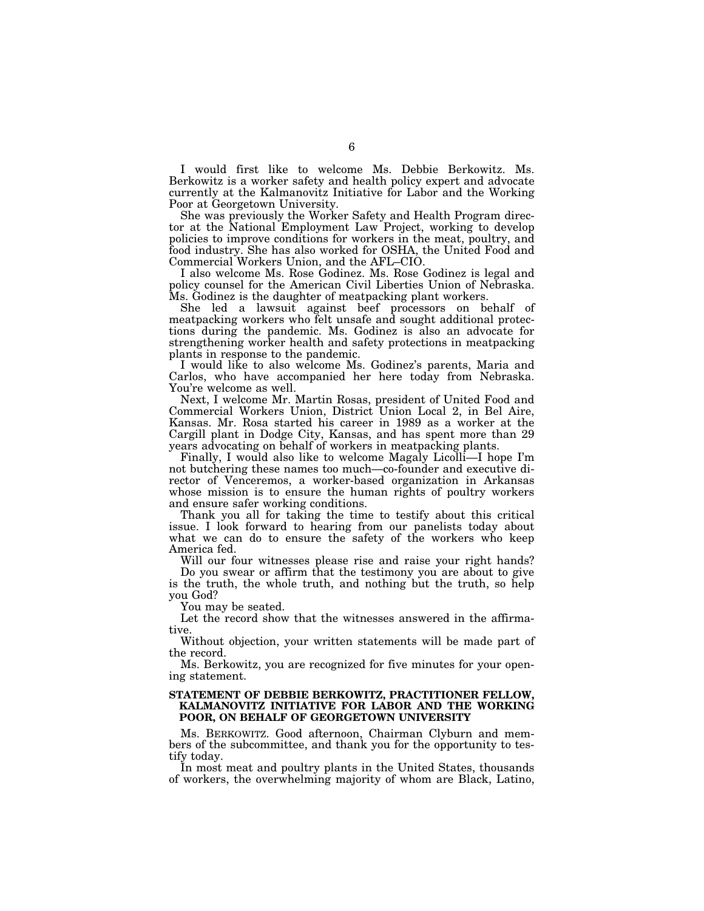I would first like to welcome Ms. Debbie Berkowitz. Ms. Berkowitz is a worker safety and health policy expert and advocate currently at the Kalmanovitz Initiative for Labor and the Working Poor at Georgetown University.

She was previously the Worker Safety and Health Program director at the National Employment Law Project, working to develop policies to improve conditions for workers in the meat, poultry, and food industry. She has also worked for OSHA, the United Food and Commercial Workers Union, and the AFL–CIO.

I also welcome Ms. Rose Godinez. Ms. Rose Godinez is legal and policy counsel for the American Civil Liberties Union of Nebraska. Ms. Godinez is the daughter of meatpacking plant workers.

She led a lawsuit against beef processors on behalf of meatpacking workers who felt unsafe and sought additional protections during the pandemic. Ms. Godinez is also an advocate for strengthening worker health and safety protections in meatpacking plants in response to the pandemic.

I would like to also welcome Ms. Godinez's parents, Maria and Carlos, who have accompanied her here today from Nebraska. You're welcome as well.

Next, I welcome Mr. Martin Rosas, president of United Food and Commercial Workers Union, District Union Local 2, in Bel Aire, Kansas. Mr. Rosa started his career in 1989 as a worker at the Cargill plant in Dodge City, Kansas, and has spent more than 29 years advocating on behalf of workers in meatpacking plants.

Finally, I would also like to welcome Magaly Licolli—I hope I'm not butchering these names too much—co-founder and executive director of Venceremos, a worker-based organization in Arkansas whose mission is to ensure the human rights of poultry workers and ensure safer working conditions.

Thank you all for taking the time to testify about this critical issue. I look forward to hearing from our panelists today about what we can do to ensure the safety of the workers who keep America fed.

Will our four witnesses please rise and raise your right hands?

Do you swear or affirm that the testimony you are about to give is the truth, the whole truth, and nothing but the truth, so help you God?

You may be seated.

Let the record show that the witnesses answered in the affirmative.

Without objection, your written statements will be made part of the record.

Ms. Berkowitz, you are recognized for five minutes for your opening statement.

**STATEMENT OF DEBBIE BERKOWITZ, PRACTITIONER FELLOW, KALMANOVITZ INITIATIVE FOR LABOR AND THE WORKING POOR, ON BEHALF OF GEORGETOWN UNIVERSITY**

Ms. BERKOWITZ. Good afternoon, Chairman Clyburn and members of the subcommittee, and thank you for the opportunity to testify today.

In most meat and poultry plants in the United States, thousands of workers, the overwhelming majority of whom are Black, Latino,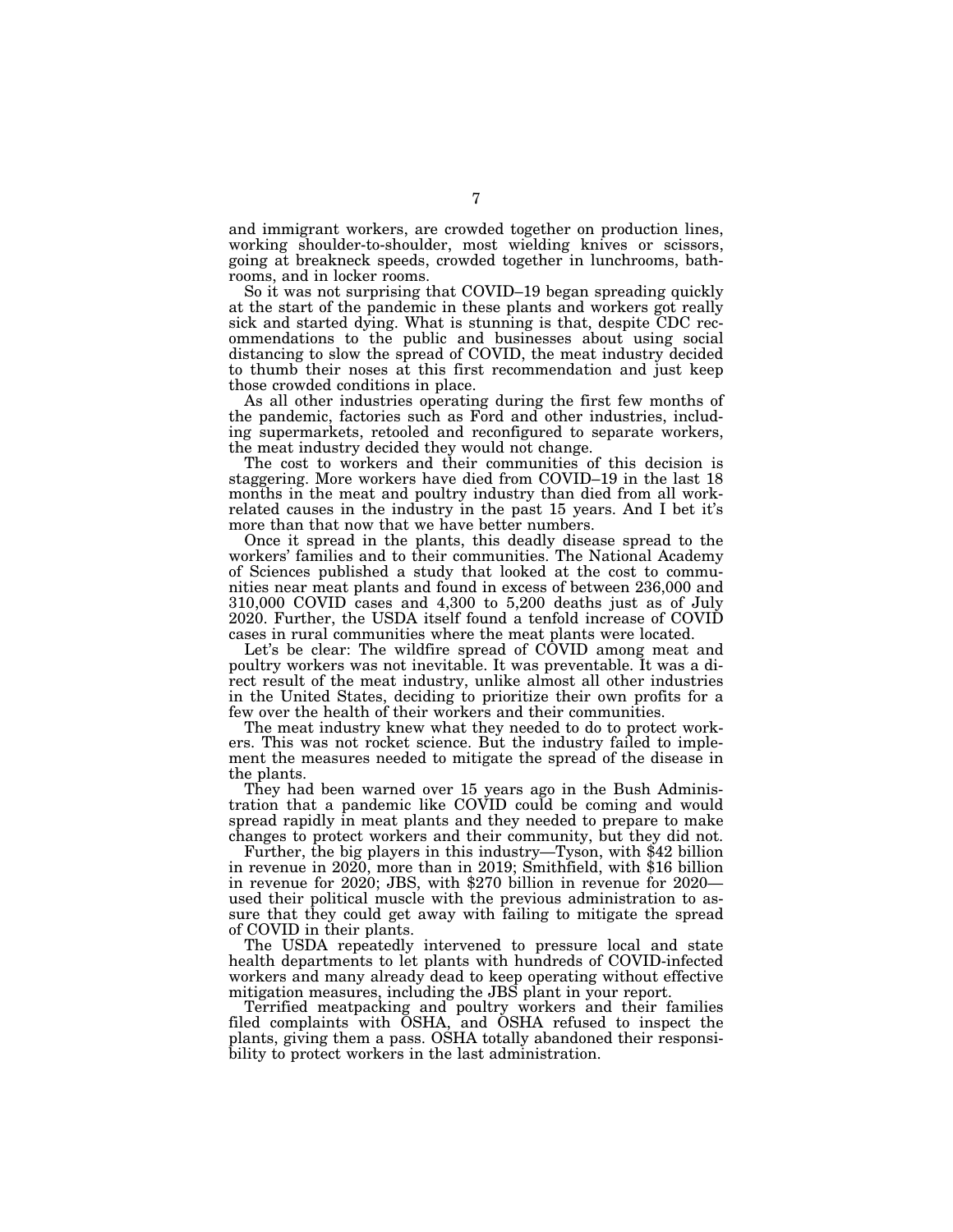and immigrant workers, are crowded together on production lines, working shoulder-to-shoulder, most wielding knives or scissors, going at breakneck speeds, crowded together in lunchrooms, bathrooms, and in locker rooms.

So it was not surprising that COVID–19 began spreading quickly at the start of the pandemic in these plants and workers got really sick and started dying. What is stunning is that, despite CDC recommendations to the public and businesses about using social distancing to slow the spread of COVID, the meat industry decided to thumb their noses at this first recommendation and just keep those crowded conditions in place.

As all other industries operating during the first few months of the pandemic, factories such as Ford and other industries, including supermarkets, retooled and reconfigured to separate workers, the meat industry decided they would not change.

The cost to workers and their communities of this decision is staggering. More workers have died from COVID–19 in the last 18 months in the meat and poultry industry than died from all work-related causes in the industry in the past 15 years. And I bet it's more than that now that we have better numbers.

Once it spread in the plants, this deadly disease spread to the workers' families and to their communities. The National Academy of Sciences published a study that looked at the cost to communities near meat plants and found in excess of between 236,000 and 310,000 COVID cases and 4,300 to 5,200 deaths just as of July 2020. Further, the USDA itself found a tenfold increase of COVID cases in rural communities where the meat plants were located.

Let's be clear: The wildfire spread of COVID among meat and poultry workers was not inevitable. It was preventable. It was a direct result of the meat industry, unlike almost all other industries in the United States, deciding to prioritize their own profits for a few over the health of their workers and their communities.

The meat industry knew what they needed to do to protect workers. This was not rocket science. But the industry failed to implement the measures needed to mitigate the spread of the disease in the plants.

They had been warned over 15 years ago in the Bush Administration that a pandemic like COVID could be coming and would spread rapidly in meat plants and they needed to prepare to make changes to protect workers and their community, but they did not.

Further, the big players in this industry—Tyson, with $42 billion in revenue in 2020, more than in 2019; Smithfield, with $16 billion in revenue for 2020; JBS, with $270 billion in revenue for 2020—used their political muscle with the previous administration to assure that they could get away with failing to mitigate the spread of COVID in their plants.

The USDA repeatedly intervened to pressure local and state health departments to let plants with hundreds of COVID-infected workers and many already dead to keep operating without effective mitigation measures, including the JBS plant in your report.

Terrified meatpacking and poultry workers and their families filed complaints with OSHA, and OSHA refused to inspect the plants, giving them a pass. OSHA totally abandoned their responsibility to protect workers in the last administration.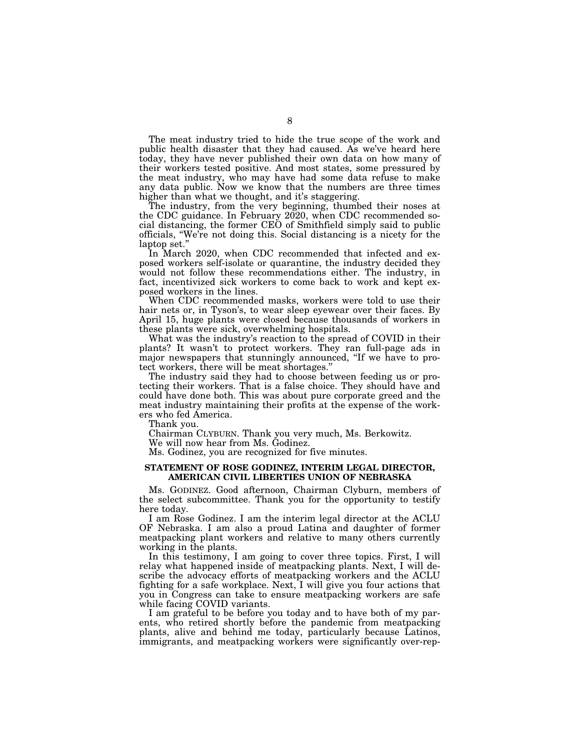The meat industry tried to hide the true scope of the work and public health disaster that they had caused. As we've heard here today, they have never published their own data on how many of their workers tested positive. And most states, some pressured by the meat industry, who may have had some data refuse to make any data public. Now we know that the numbers are three times higher than what we thought, and it's staggering.

The industry, from the very beginning, thumbed their noses at the CDC guidance. In February 2020, when CDC recommended social distancing, the former CEO of Smithfield simply said to public officials, "We're not doing this. Social distancing is a nicety for the laptop set."

In March 2020, when CDC recommended that infected and exposed workers self-isolate or quarantine, the industry decided they would not follow these recommendations either. The industry, in fact, incentivized sick workers to come back to work and kept exposed workers in the lines.

When CDC recommended masks, workers were told to use their hair nets or, in Tyson's, to wear sleep eyewear over their faces. By April 15, huge plants were closed because thousands of workers in these plants were sick, overwhelming hospitals.

What was the industry's reaction to the spread of COVID in their plants? It wasn't to protect workers. They ran full-page ads in major newspapers that stunningly announced, "If we have to protect workers, there will be meat shortages."

The industry said they had to choose between feeding us or protecting their workers. That is a false choice. They should have and could have done both. This was about pure corporate greed and the meat industry maintaining their profits at the expense of the workers who fed America.

Thank you.

Chairman CLYBURN. Thank you very much, Ms. Berkowitz.

We will now hear from Ms. Godinez.

Ms. Godinez, you are recognized for five minutes.

## STATEMENT OF ROSE GODINEZ, INTERIM LEGAL DIRECTOR, AMERICAN CIVIL LIBERTIES UNION OF NEBRASKA

Ms. GODINEZ. Good afternoon, Chairman Clyburn, members of the select subcommittee. Thank you for the opportunity to testify here today.

I am Rose Godinez. I am the interim legal director at the ACLU OF Nebraska. I am also a proud Latina and daughter of former meatpacking plant workers and relative to many others currently working in the plants.

In this testimony, I am going to cover three topics. First, I will relay what happened inside of meatpacking plants. Next, I will describe the advocacy efforts of meatpacking workers and the ACLU fighting for a safe workplace. Next, I will give you four actions that you in Congress can take to ensure meatpacking workers are safe while facing COVID variants.

I am grateful to be before you today and to have both of my parents, who retired shortly before the pandemic from meatpacking plants, alive and behind me today, particularly because Latinos, immigrants, and meatpacking workers were significantly over-rep-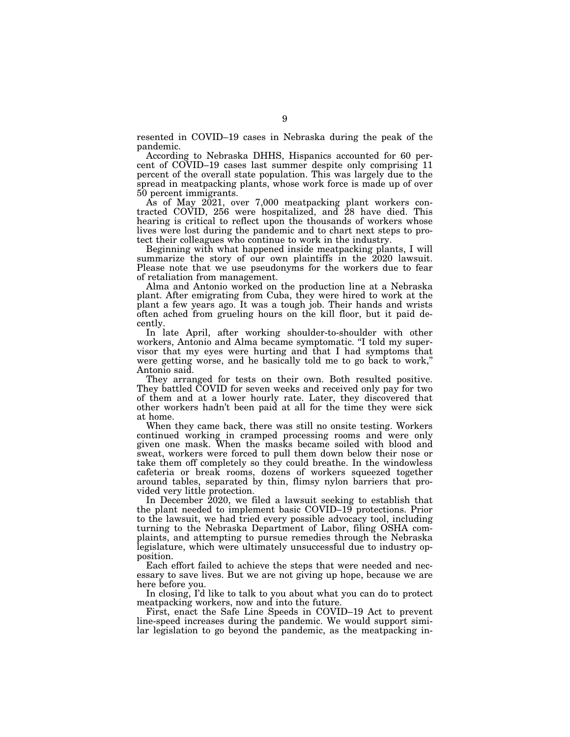resented in COVID–19 cases in Nebraska during the peak of the pandemic.

According to Nebraska DHHS, Hispanics accounted for 60 percent of COVID–19 cases last summer despite only comprising 11 percent of the overall state population. This was largely due to the spread in meatpacking plants, whose work force is made up of over 50 percent immigrants.

As of May 2021, over 7,000 meatpacking plant workers contracted COVID, 256 were hospitalized, and 28 have died. This hearing is critical to reflect upon the thousands of workers whose lives were lost during the pandemic and to chart next steps to protect their colleagues who continue to work in the industry.

Beginning with what happened inside meatpacking plants, I will summarize the story of our own plaintiffs in the 2020 lawsuit. Please note that we use pseudonyms for the workers due to fear of retaliation from management.

Alma and Antonio worked on the production line at a Nebraska plant. After emigrating from Cuba, they were hired to work at the plant a few years ago. It was a tough job. Their hands and wrists often ached from grueling hours on the kill floor, but it paid decently.

In late April, after working shoulder-to-shoulder with other workers, Antonio and Alma became symptomatic. "I told my supervisor that my eyes were hurting and that I had symptoms that were getting worse, and he basically told me to go back to work," Antonio said.

They arranged for tests on their own. Both resulted positive. They battled COVID for seven weeks and received only pay for two of them and at a lower hourly rate. Later, they discovered that other workers hadn't been paid at all for the time they were sick at home.

When they came back, there was still no onsite testing. Workers continued working in cramped processing rooms and were only given one mask. When the masks became soiled with blood and sweat, workers were forced to pull them down below their nose or take them off completely so they could breathe. In the windowless cafeteria or break rooms, dozens of workers squeezed together around tables, separated by thin, flimsy nylon barriers that provided very little protection.

In December 2020, we filed a lawsuit seeking to establish that the plant needed to implement basic COVID–19 protections. Prior to the lawsuit, we had tried every possible advocacy tool, including turning to the Nebraska Department of Labor, filing OSHA complaints, and attempting to pursue remedies through the Nebraska legislature, which were ultimately unsuccessful due to industry opposition.

Each effort failed to achieve the steps that were needed and necessary to save lives. But we are not giving up hope, because we are here before you.

In closing, I'd like to talk to you about what you can do to protect meatpacking workers, now and into the future.

First, enact the Safe Line Speeds in COVID–19 Act to prevent line-speed increases during the pandemic. We would support similar legislation to go beyond the pandemic, as the meatpacking in-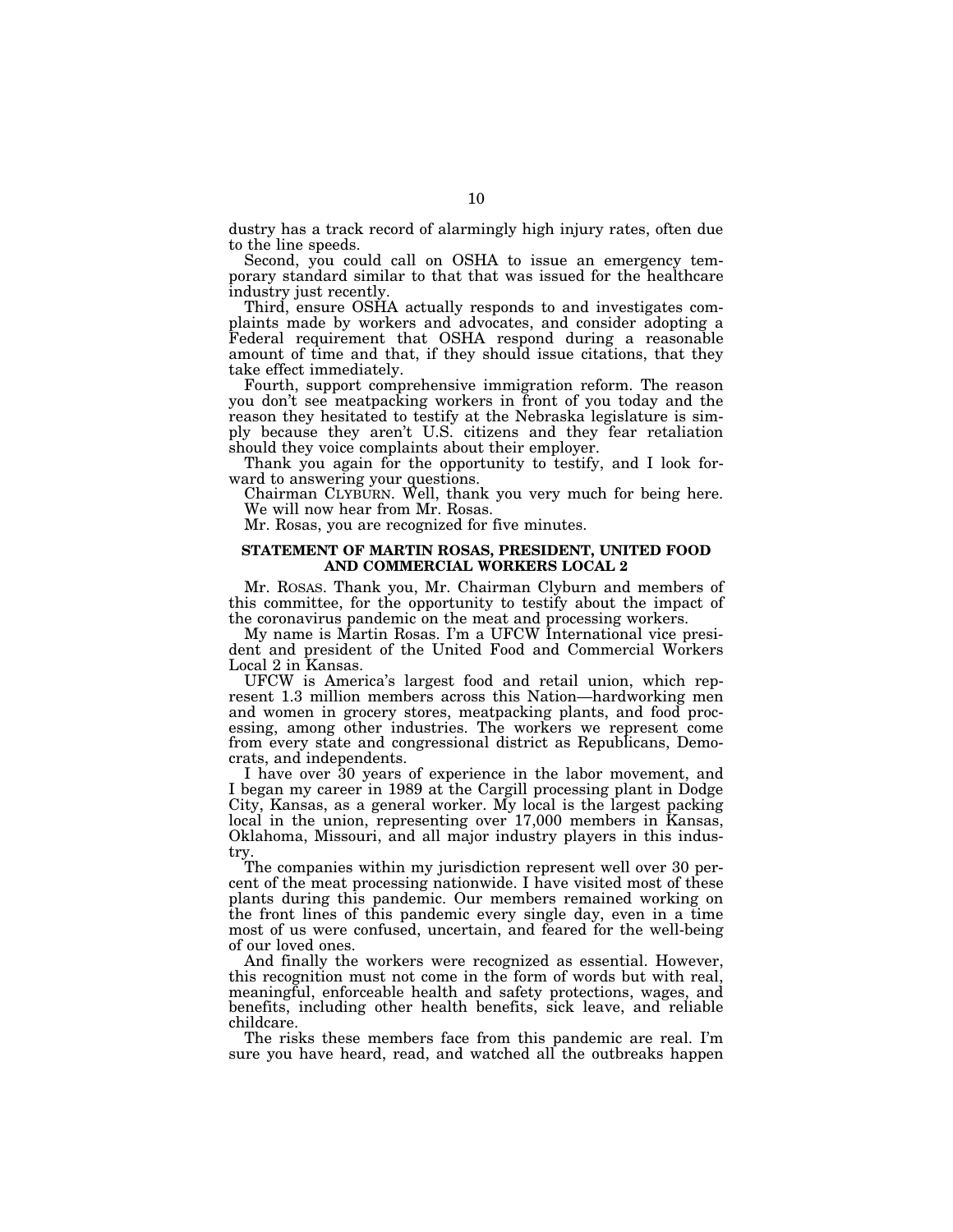dustry has a track record of alarmingly high injury rates, often due to the line speeds.

Second, you could call on OSHA to issue an emergency temporary standard similar to that that was issued for the healthcare industry just recently.

Third, ensure OSHA actually responds to and investigates complaints made by workers and advocates, and consider adopting a Federal requirement that OSHA respond during a reasonable amount of time and that, if they should issue citations, that they take effect immediately.

Fourth, support comprehensive immigration reform. The reason you don't see meatpacking workers in front of you today and the reason they hesitated to testify at the Nebraska legislature is simply because they aren't U.S. citizens and they fear retaliation should they voice complaints about their employer.

Thank you again for the opportunity to testify, and I look forward to answering your questions.

Chairman CLYBURN. Well, thank you very much for being here. We will now hear from Mr. Rosas.

Mr. Rosas, you are recognized for five minutes.

**STATEMENT OF MARTIN ROSAS, PRESIDENT, UNITED FOOD AND COMMERCIAL WORKERS LOCAL 2**

Mr. ROSAS. Thank you, Mr. Chairman Clyburn and members of this committee, for the opportunity to testify about the impact of the coronavirus pandemic on the meat and processing workers.

My name is Martin Rosas. I'm a UFCW International vice president and president of the United Food and Commercial Workers Local 2 in Kansas.

UFCW is America's largest food and retail union, which represent 1.3 million members across this Nation—hardworking men and women in grocery stores, meatpacking plants, and food processing, among other industries. The workers we represent come from every state and congressional district as Republicans, Democrats, and independents.

I have over 30 years of experience in the labor movement, and I began my career in 1989 at the Cargill processing plant in Dodge City, Kansas, as a general worker. My local is the largest packing local in the union, representing over 17,000 members in Kansas, Oklahoma, Missouri, and all major industry players in this industry.

The companies within my jurisdiction represent well over 30 percent of the meat processing nationwide. I have visited most of these plants during this pandemic. Our members remained working on the front lines of this pandemic every single day, even in a time most of us were confused, uncertain, and feared for the well-being of our loved ones.

And finally the workers were recognized as essential. However, this recognition must not come in the form of words but with real, meaningful, enforceable health and safety protections, wages, and benefits, including other health benefits, sick leave, and reliable childcare.

The risks these members face from this pandemic are real. I'm sure you have heard, read, and watched all the outbreaks happen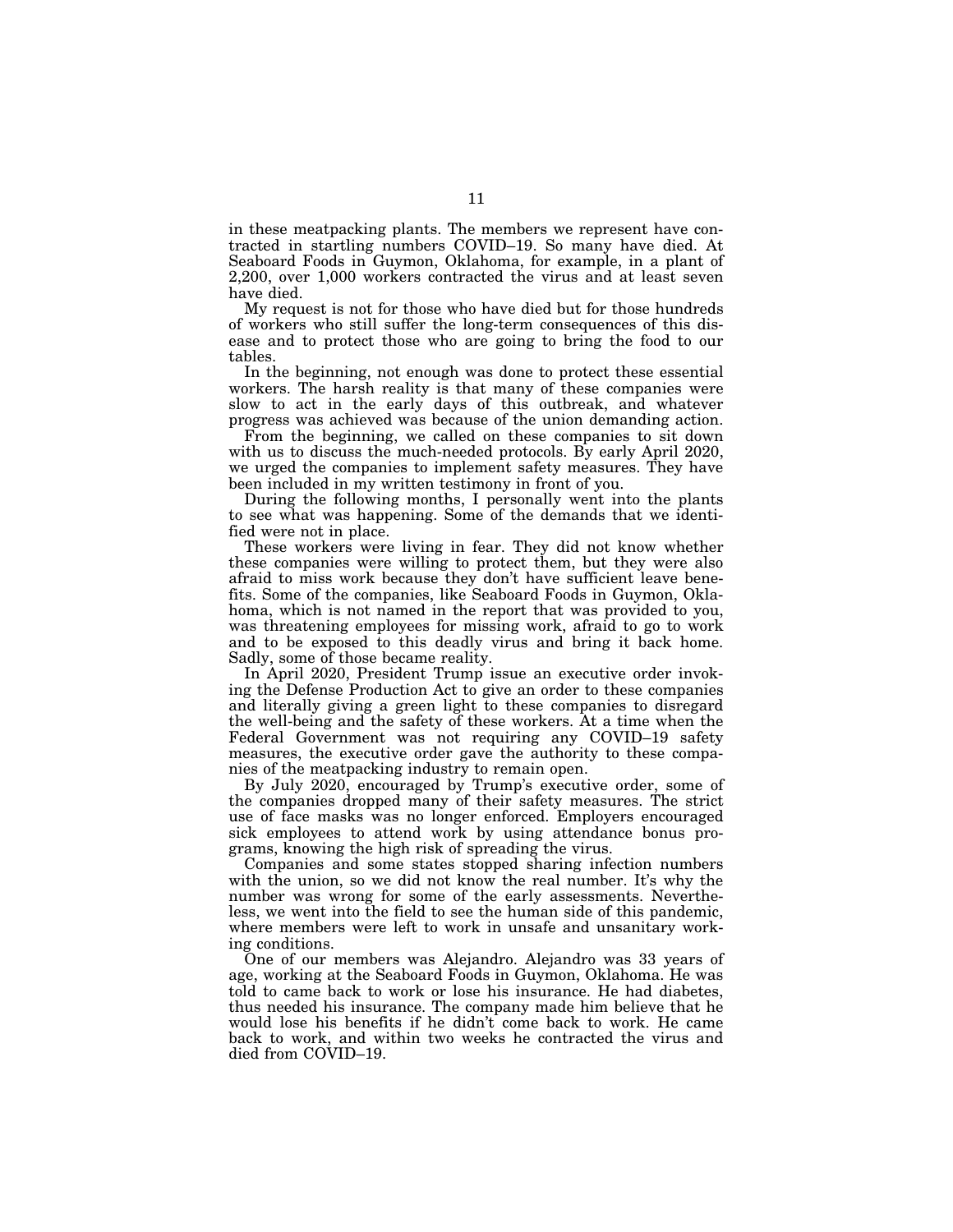in these meatpacking plants. The members we represent have contracted in startling numbers COVID–19. So many have died. At Seaboard Foods in Guymon, Oklahoma, for example, in a plant of 2,200, over 1,000 workers contracted the virus and at least seven have died.

My request is not for those who have died but for those hundreds of workers who still suffer the long-term consequences of this disease and to protect those who are going to bring the food to our tables.

In the beginning, not enough was done to protect these essential workers. The harsh reality is that many of these companies were slow to act in the early days of this outbreak, and whatever progress was achieved was because of the union demanding action.

From the beginning, we called on these companies to sit down with us to discuss the much-needed protocols. By early April 2020, we urged the companies to implement safety measures. They have been included in my written testimony in front of you.

During the following months, I personally went into the plants to see what was happening. Some of the demands that we identified were not in place.

These workers were living in fear. They did not know whether these companies were willing to protect them, but they were also afraid to miss work because they don't have sufficient leave benefits. Some of the companies, like Seaboard Foods in Guymon, Oklahoma, which is not named in the report that was provided to you, was threatening employees for missing work, afraid to go to work and to be exposed to this deadly virus and bring it back home. Sadly, some of those became reality.

In April 2020, President Trump issue an executive order invoking the Defense Production Act to give an order to these companies and literally giving a green light to these companies to disregard the well-being and the safety of these workers. At a time when the Federal Government was not requiring any COVID–19 safety measures, the executive order gave the authority to these companies of the meatpacking industry to remain open.

By July 2020, encouraged by Trump's executive order, some of the companies dropped many of their safety measures. The strict use of face masks was no longer enforced. Employers encouraged sick employees to attend work by using attendance bonus programs, knowing the high risk of spreading the virus.

Companies and some states stopped sharing infection numbers with the union, so we did not know the real number. It's why the number was wrong for some of the early assessments. Nevertheless, we went into the field to see the human side of this pandemic, where members were left to work in unsafe and unsanitary working conditions.

One of our members was Alejandro. Alejandro was 33 years of age, working at the Seaboard Foods in Guymon, Oklahoma. He was told to came back to work or lose his insurance. He had diabetes, thus needed his insurance. The company made him believe that he would lose his benefits if he didn't come back to work. He came back to work, and within two weeks he contracted the virus and died from COVID–19.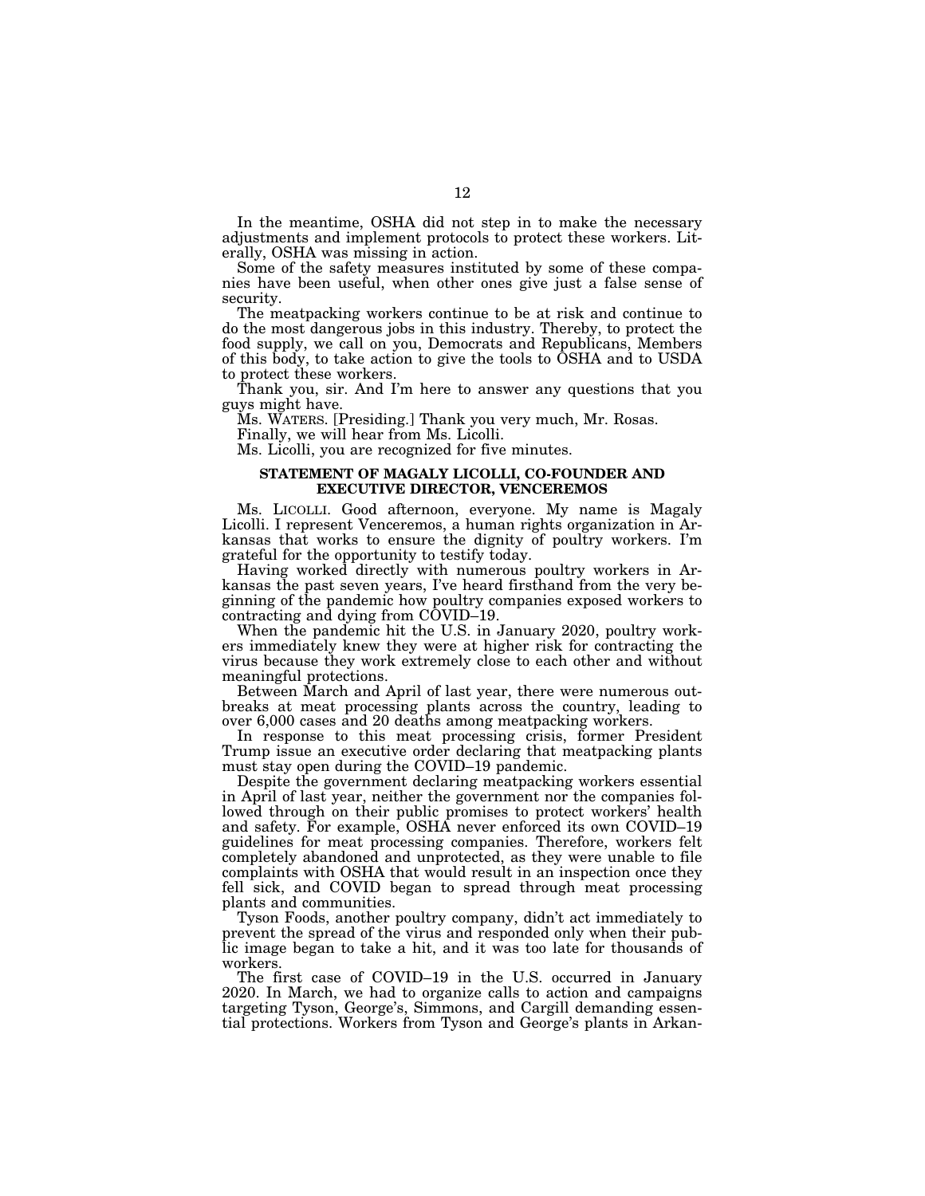In the meantime, OSHA did not step in to make the necessary adjustments and implement protocols to protect these workers. Literally, OSHA was missing in action.

Some of the safety measures instituted by some of these companies have been useful, when other ones give just a false sense of security.

The meatpacking workers continue to be at risk and continue to do the most dangerous jobs in this industry. Thereby, to protect the food supply, we call on you, Democrats and Republicans, Members of this body, to take action to give the tools to OSHA and to USDA to protect these workers.

Thank you, sir. And I'm here to answer any questions that you guys might have.

Ms. WATERS. [Presiding.] Thank you very much, Mr. Rosas.

Finally, we will hear from Ms. Licolli.

Ms. Licolli, you are recognized for five minutes.

### STATEMENT OF MAGALY LICOLLI, CO-FOUNDER AND EXECUTIVE DIRECTOR, VENCEREMOS

Ms. LICOLLI. Good afternoon, everyone. My name is Magaly Licolli. I represent Venceremos, a human rights organization in Arkansas that works to ensure the dignity of poultry workers. I'm grateful for the opportunity to testify today.

Having worked directly with numerous poultry workers in Arkansas the past seven years, I've heard firsthand from the very beginning of the pandemic how poultry companies exposed workers to contracting and dying from COVID–19.

When the pandemic hit the U.S. in January 2020, poultry workers immediately knew they were at higher risk for contracting the virus because they work extremely close to each other and without meaningful protections.

Between March and April of last year, there were numerous outbreaks at meat processing plants across the country, leading to over 6,000 cases and 20 deaths among meatpacking workers.

In response to this meat processing crisis, former President Trump issue an executive order declaring that meatpacking plants must stay open during the COVID–19 pandemic.

Despite the government declaring meatpacking workers essential in April of last year, neither the government nor the companies followed through on their public promises to protect workers' health and safety. For example, OSHA never enforced its own COVID–19 guidelines for meat processing companies. Therefore, workers felt completely abandoned and unprotected, as they were unable to file complaints with OSHA that would result in an inspection once they fell sick, and COVID began to spread through meat processing plants and communities.

Tyson Foods, another poultry company, didn't act immediately to prevent the spread of the virus and responded only when their public image began to take a hit, and it was too late for thousands of workers.

The first case of COVID–19 in the U.S. occurred in January 2020. In March, we had to organize calls to action and campaigns targeting Tyson, George's, Simmons, and Cargill demanding essential protections. Workers from Tyson and George's plants in Arkan-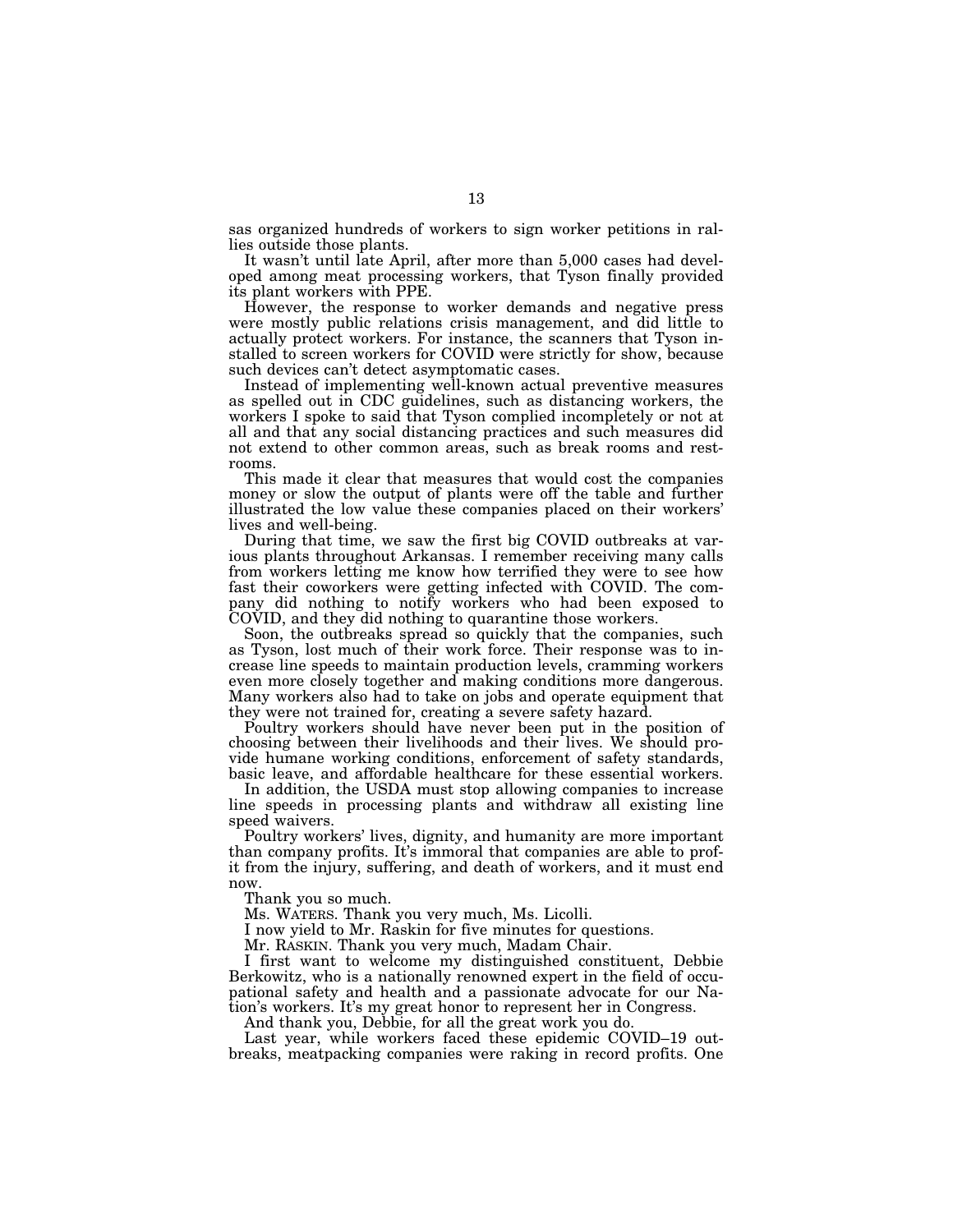sas organized hundreds of workers to sign worker petitions in rallies outside those plants.

It wasn't until late April, after more than 5,000 cases had developed among meat processing workers, that Tyson finally provided its plant workers with PPE.

However, the response to worker demands and negative press were mostly public relations crisis management, and did little to actually protect workers. For instance, the scanners that Tyson installed to screen workers for COVID were strictly for show, because such devices can't detect asymptomatic cases.

Instead of implementing well-known actual preventive measures as spelled out in CDC guidelines, such as distancing workers, the workers I spoke to said that Tyson complied incompletely or not at all and that any social distancing practices and such measures did not extend to other common areas, such as break rooms and restrooms.

This made it clear that measures that would cost the companies money or slow the output of plants were off the table and further illustrated the low value these companies placed on their workers' lives and well-being.

During that time, we saw the first big COVID outbreaks at various plants throughout Arkansas. I remember receiving many calls from workers letting me know how terrified they were to see how fast their coworkers were getting infected with COVID. The company did nothing to notify workers who had been exposed to COVID, and they did nothing to quarantine those workers.

Soon, the outbreaks spread so quickly that the companies, such as Tyson, lost much of their work force. Their response was to increase line speeds to maintain production levels, cramming workers even more closely together and making conditions more dangerous. Many workers also had to take on jobs and operate equipment that they were not trained for, creating a severe safety hazard.

Poultry workers should have never been put in the position of choosing between their livelihoods and their lives. We should provide humane working conditions, enforcement of safety standards, basic leave, and affordable healthcare for these essential workers.

In addition, the USDA must stop allowing companies to increase line speeds in processing plants and withdraw all existing line speed waivers.

Poultry workers' lives, dignity, and humanity are more important than company profits. It's immoral that companies are able to profit from the injury, suffering, and death of workers, and it must end now.

Thank you so much.

Ms. WATERS. Thank you very much, Ms. Licolli.

I now yield to Mr. Raskin for five minutes for questions.

Mr. RASKIN. Thank you very much, Madam Chair.

I first want to welcome my distinguished constituent, Debbie Berkowitz, who is a nationally renowned expert in the field of occupational safety and health and a passionate advocate for our Nation's workers. It's my great honor to represent her in Congress.

And thank you, Debbie, for all the great work you do.

Last year, while workers faced these epidemic COVID–19 outbreaks, meatpacking companies were raking in record profits. One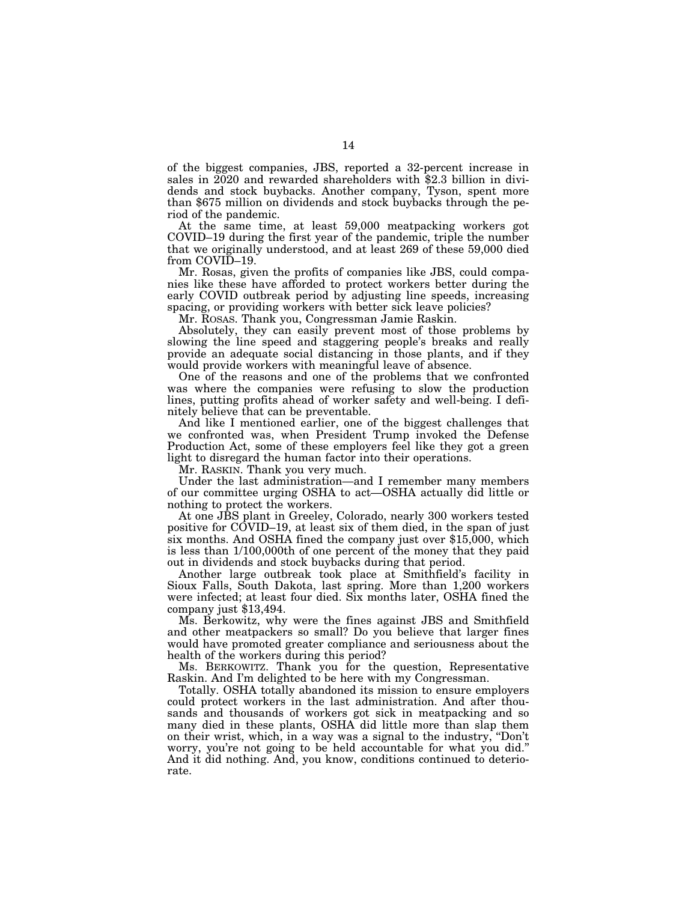of the biggest companies, JBS, reported a 32-percent increase in sales in 2020 and rewarded shareholders with $2.3 billion in dividends and stock buybacks. Another company, Tyson, spent more than $675 million on dividends and stock buybacks through the period of the pandemic.

At the same time, at least 59,000 meatpacking workers got COVID–19 during the first year of the pandemic, triple the number that we originally understood, and at least 269 of these 59,000 died from COVID–19.

Mr. Rosas, given the profits of companies like JBS, could companies like these have afforded to protect workers better during the early COVID outbreak period by adjusting line speeds, increasing spacing, or providing workers with better sick leave policies?

Mr. ROSAS. Thank you, Congressman Jamie Raskin.

Absolutely, they can easily prevent most of those problems by slowing the line speed and staggering people's breaks and really provide an adequate social distancing in those plants, and if they would provide workers with meaningful leave of absence.

One of the reasons and one of the problems that we confronted was where the companies were refusing to slow the production lines, putting profits ahead of worker safety and well-being. I definitely believe that can be preventable.

And like I mentioned earlier, one of the biggest challenges that we confronted was, when President Trump invoked the Defense Production Act, some of these employers feel like they got a green light to disregard the human factor into their operations.

Mr. RASKIN. Thank you very much.

Under the last administration—and I remember many members of our committee urging OSHA to act—OSHA actually did little or nothing to protect the workers.

At one JBS plant in Greeley, Colorado, nearly 300 workers tested positive for COVID–19, at least six of them died, in the span of just six months. And OSHA fined the company just over $15,000, which is less than 1/100,000th of one percent of the money that they paid out in dividends and stock buybacks during that period.

Another large outbreak took place at Smithfield's facility in Sioux Falls, South Dakota, last spring. More than 1,200 workers were infected; at least four died. Six months later, OSHA fined the company just $13,494.

Ms. Berkowitz, why were the fines against JBS and Smithfield and other meatpackers so small? Do you believe that larger fines would have promoted greater compliance and seriousness about the health of the workers during this period?

Ms. BERKOWITZ. Thank you for the question, Representative Raskin. And I'm delighted to be here with my Congressman.

Totally. OSHA totally abandoned its mission to ensure employers could protect workers in the last administration. And after thousands and thousands of workers got sick in meatpacking and so many died in these plants, OSHA did little more than slap them on their wrist, which, in a way was a signal to the industry, "Don't worry, you're not going to be held accountable for what you did." And it did nothing. And, you know, conditions continued to deteriorate.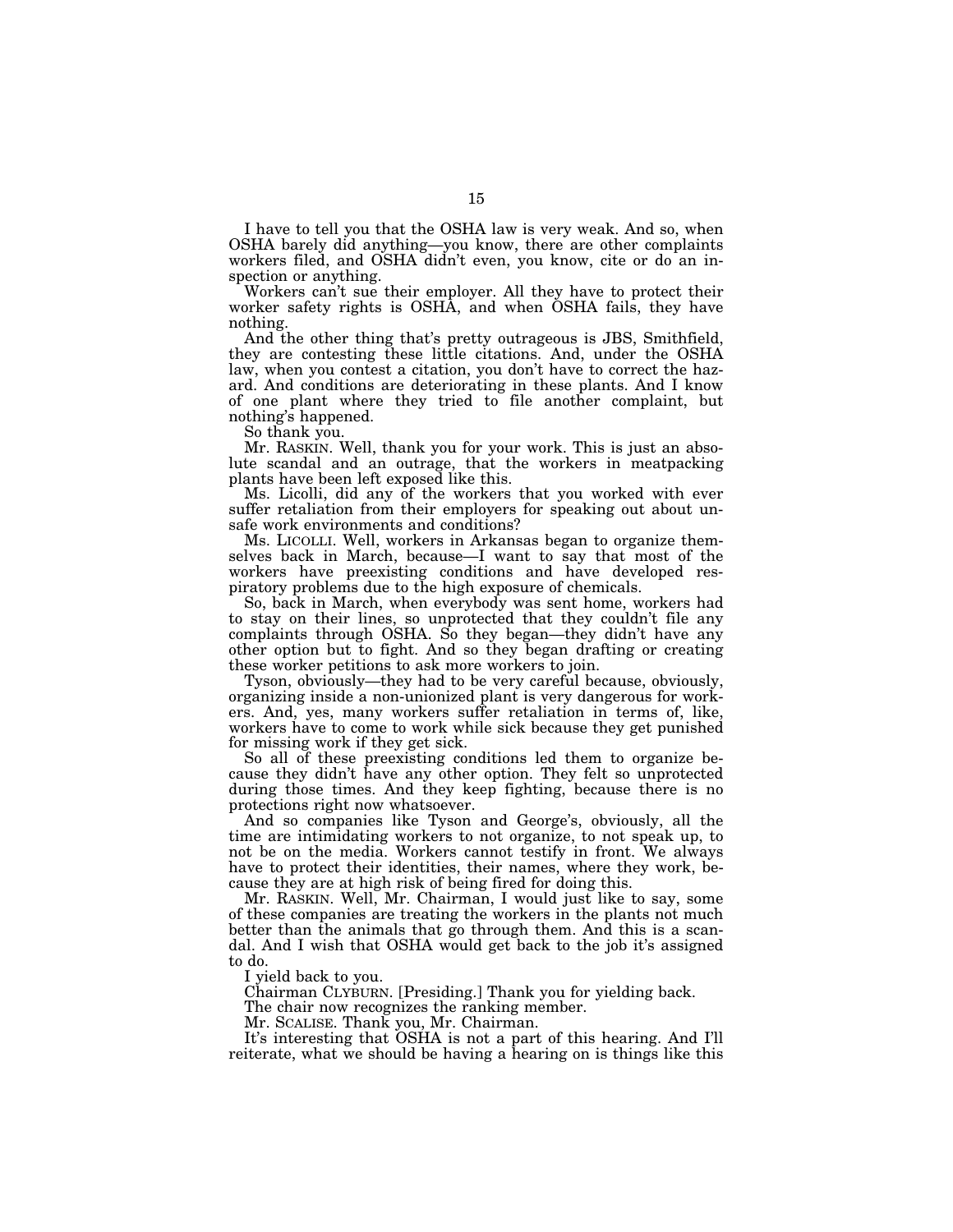I have to tell you that the OSHA law is very weak. And so, when OSHA barely did anything—you know, there are other complaints workers filed, and OSHA didn't even, you know, cite or do an inspection or anything.

Workers can't sue their employer. All they have to protect their worker safety rights is OSHA, and when OSHA fails, they have nothing.

And the other thing that's pretty outrageous is JBS, Smithfield, they are contesting these little citations. And, under the OSHA law, when you contest a citation, you don't have to correct the hazard. And conditions are deteriorating in these plants. And I know of one plant where they tried to file another complaint, but nothing's happened.

So thank you.

Mr. RASKIN. Well, thank you for your work. This is just an absolute scandal and an outrage, that the workers in meatpacking plants have been left exposed like this.

Ms. Licolli, did any of the workers that you worked with ever suffer retaliation from their employers for speaking out about unsafe work environments and conditions?

Ms. LICOLLI. Well, workers in Arkansas began to organize themselves back in March, because—I want to say that most of the workers have preexisting conditions and have developed respiratory problems due to the high exposure of chemicals.

So, back in March, when everybody was sent home, workers had to stay on their lines, so unprotected that they couldn't file any complaints through OSHA. So they began—they didn't have any other option but to fight. And so they began drafting or creating these worker petitions to ask more workers to join.

Tyson, obviously—they had to be very careful because, obviously, organizing inside a non-unionized plant is very dangerous for workers. And, yes, many workers suffer retaliation in terms of, like, workers have to come to work while sick because they get punished for missing work if they get sick.

So all of these preexisting conditions led them to organize because they didn't have any other option. They felt so unprotected during those times. And they keep fighting, because there is no protections right now whatsoever.

And so companies like Tyson and George's, obviously, all the time are intimidating workers to not organize, to not speak up, to not be on the media. Workers cannot testify in front. We always have to protect their identities, their names, where they work, because they are at high risk of being fired for doing this.

Mr. RASKIN. Well, Mr. Chairman, I would just like to say, some of these companies are treating the workers in the plants not much better than the animals that go through them. And this is a scandal. And I wish that OSHA would get back to the job it's assigned to do.

I yield back to you.

Chairman CLYBURN. [Presiding.] Thank you for yielding back.

The chair now recognizes the ranking member.

Mr. SCALISE. Thank you, Mr. Chairman.

It's interesting that OSHA is not a part of this hearing. And I'll reiterate, what we should be having a hearing on is things like this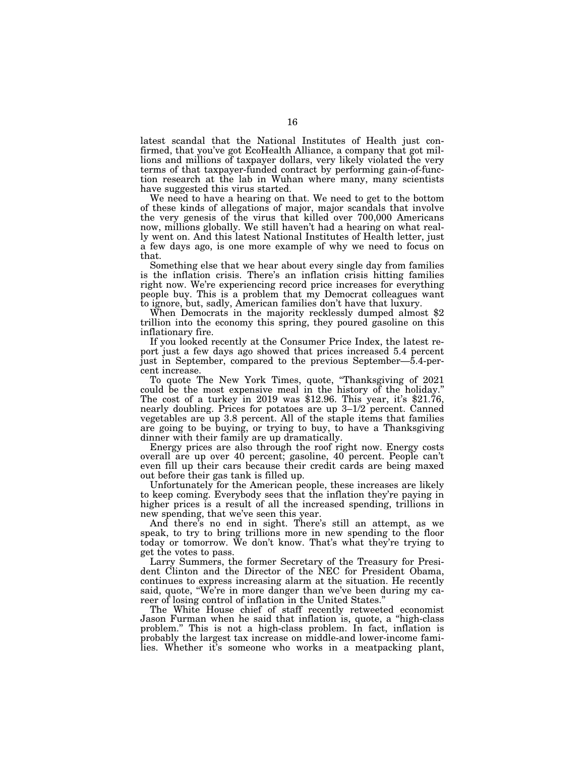latest scandal that the National Institutes of Health just confirmed, that you've got EcoHealth Alliance, a company that got millions and millions of taxpayer dollars, very likely violated the very terms of that taxpayer-funded contract by performing gain-of-function research at the lab in Wuhan where many, many scientists have suggested this virus started.

We need to have a hearing on that. We need to get to the bottom of these kinds of allegations of major, major scandals that involve the very genesis of the virus that killed over 700,000 Americans now, millions globally. We still haven't had a hearing on what really went on. And this latest National Institutes of Health letter, just a few days ago, is one more example of why we need to focus on that.

Something else that we hear about every single day from families is the inflation crisis. There's an inflation crisis hitting families right now. We're experiencing record price increases for everything people buy. This is a problem that my Democrat colleagues want to ignore, but, sadly, American families don't have that luxury.

When Democrats in the majority recklessly dumped almost $2 trillion into the economy this spring, they poured gasoline on this inflationary fire.

If you looked recently at the Consumer Price Index, the latest report just a few days ago showed that prices increased 5.4 percent just in September, compared to the previous September—5.4-percent increase.

To quote The New York Times, quote, "Thanksgiving of 2021 could be the most expensive meal in the history of the holiday." The cost of a turkey in 2019 was $12.96. This year, it's $21.76, nearly doubling. Prices for potatoes are up 3–1/2 percent. Canned vegetables are up 3.8 percent. All of the staple items that families are going to be buying, or trying to buy, to have a Thanksgiving dinner with their family are up dramatically.

Energy prices are also through the roof right now. Energy costs overall are up over 40 percent; gasoline, 40 percent. People can't even fill up their cars because their credit cards are being maxed out before their gas tank is filled up.

Unfortunately for the American people, these increases are likely to keep coming. Everybody sees that the inflation they're paying in higher prices is a result of all the increased spending, trillions in new spending, that we've seen this year.

And there's no end in sight. There's still an attempt, as we speak, to try to bring trillions more in new spending to the floor today or tomorrow. We don't know. That's what they're trying to get the votes to pass.

Larry Summers, the former Secretary of the Treasury for President Clinton and the Director of the NEC for President Obama, continues to express increasing alarm at the situation. He recently said, quote, "We're in more danger than we've been during my career of losing control of inflation in the United States."

The White House chief of staff recently retweeted economist Jason Furman when he said that inflation is, quote, a "high-class problem." This is not a high-class problem. In fact, inflation is probably the largest tax increase on middle-and lower-income families. Whether it's someone who works in a meatpacking plant,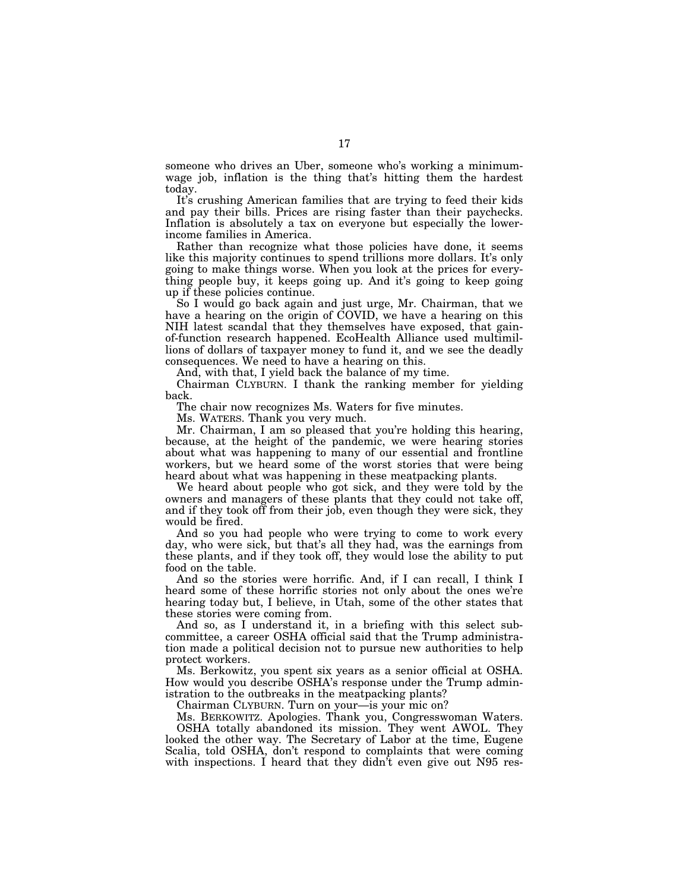someone who drives an Uber, someone who's working a minimum-wage job, inflation is the thing that's hitting them the hardest today.

It's crushing American families that are trying to feed their kids and pay their bills. Prices are rising faster than their paychecks. Inflation is absolutely a tax on everyone but especially the lower-income families in America.

Rather than recognize what those policies have done, it seems like this majority continues to spend trillions more dollars. It's only going to make things worse. When you look at the prices for everything people buy, it keeps going up. And it's going to keep going up if these policies continue.

So I would go back again and just urge, Mr. Chairman, that we have a hearing on the origin of COVID, we have a hearing on this NIH latest scandal that they themselves have exposed, that gain-of-function research happened. EcoHealth Alliance used multimillions of dollars of taxpayer money to fund it, and we see the deadly consequences. We need to have a hearing on this.

And, with that, I yield back the balance of my time.

Chairman CLYBURN. I thank the ranking member for yielding back.

The chair now recognizes Ms. Waters for five minutes.

Ms. WATERS. Thank you very much.

Mr. Chairman, I am so pleased that you're holding this hearing, because, at the height of the pandemic, we were hearing stories about what was happening to many of our essential and frontline workers, but we heard some of the worst stories that were being heard about what was happening in these meatpacking plants.

We heard about people who got sick, and they were told by the owners and managers of these plants that they could not take off, and if they took off from their job, even though they were sick, they would be fired.

And so you had people who were trying to come to work every day, who were sick, but that's all they had, was the earnings from these plants, and if they took off, they would lose the ability to put food on the table.

And so the stories were horrific. And, if I can recall, I think I heard some of these horrific stories not only about the ones we're hearing today but, I believe, in Utah, some of the other states that these stories were coming from.

And so, as I understand it, in a briefing with this select subcommittee, a career OSHA official said that the Trump administration made a political decision not to pursue new authorities to help protect workers.

Ms. Berkowitz, you spent six years as a senior official at OSHA. How would you describe OSHA's response under the Trump administration to the outbreaks in the meatpacking plants?

Chairman CLYBURN. Turn on your—is your mic on?

Ms. BERKOWITZ. Apologies. Thank you, Congresswoman Waters.

OSHA totally abandoned its mission. They went AWOL. They looked the other way. The Secretary of Labor at the time, Eugene Scalia, told OSHA, don't respond to complaints that were coming with inspections. I heard that they didn't even give out N95 res-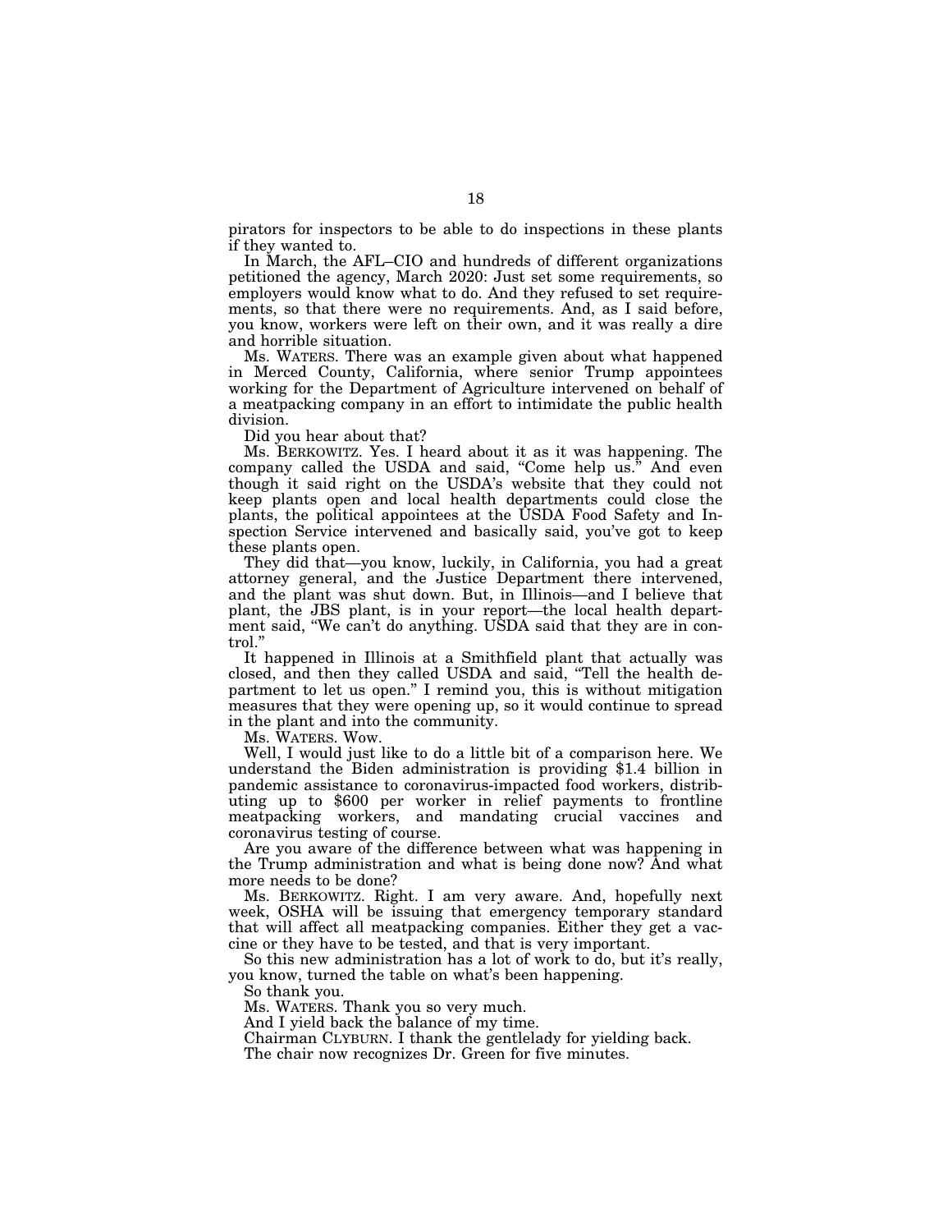pirators for inspectors to be able to do inspections in these plants if they wanted to.

In March, the AFL–CIO and hundreds of different organizations petitioned the agency, March 2020: Just set some requirements, so employers would know what to do. And they refused to set requirements, so that there were no requirements. And, as I said before, you know, workers were left on their own, and it was really a dire and horrible situation.

Ms. WATERS. There was an example given about what happened in Merced County, California, where senior Trump appointees working for the Department of Agriculture intervened on behalf of a meatpacking company in an effort to intimidate the public health division.

Did you hear about that?

Ms. BERKOWITZ. Yes. I heard about it as it was happening. The company called the USDA and said, "Come help us." And even though it said right on the USDA's website that they could not keep plants open and local health departments could close the plants, the political appointees at the USDA Food Safety and Inspection Service intervened and basically said, you've got to keep these plants open.

They did that—you know, luckily, in California, you had a great attorney general, and the Justice Department there intervened, and the plant was shut down. But, in Illinois—and I believe that plant, the JBS plant, is in your report—the local health department said, "We can't do anything. USDA said that they are in control."

It happened in Illinois at a Smithfield plant that actually was closed, and then they called USDA and said, "Tell the health department to let us open." I remind you, this is without mitigation measures that they were opening up, so it would continue to spread in the plant and into the community.

Ms. WATERS. Wow.

Well, I would just like to do a little bit of a comparison here. We understand the Biden administration is providing $1.4 billion in pandemic assistance to coronavirus-impacted food workers, distributing up to $600 per worker in relief payments to frontline meatpacking workers, and mandating crucial vaccines and coronavirus testing of course.

Are you aware of the difference between what was happening in the Trump administration and what is being done now? And what more needs to be done?

Ms. BERKOWITZ. Right. I am very aware. And, hopefully next week, OSHA will be issuing that emergency temporary standard that will affect all meatpacking companies. Either they get a vaccine or they have to be tested, and that is very important.

So this new administration has a lot of work to do, but it's really, you know, turned the table on what's been happening.

So thank you.

Ms. WATERS. Thank you so very much.

And I yield back the balance of my time.

Chairman CLYBURN. I thank the gentlelady for yielding back.

The chair now recognizes Dr. Green for five minutes.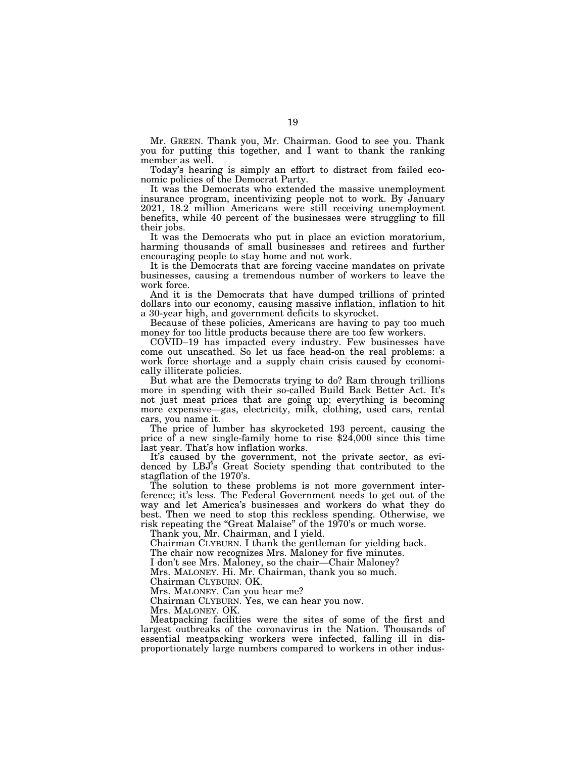Mr. GREEN. Thank you, Mr. Chairman. Good to see you. Thank you for putting this together, and I want to thank the ranking member as well.

Today's hearing is simply an effort to distract from failed economic policies of the Democrat Party.

It was the Democrats who extended the massive unemployment insurance program, incentivizing people not to work. By January 2021, 18.2 million Americans were still receiving unemployment benefits, while 40 percent of the businesses were struggling to fill their jobs.

It was the Democrats who put in place an eviction moratorium, harming thousands of small businesses and retirees and further encouraging people to stay home and not work.

It is the Democrats that are forcing vaccine mandates on private businesses, causing a tremendous number of workers to leave the work force.

And it is the Democrats that have dumped trillions of printed dollars into our economy, causing massive inflation, inflation to hit a 30-year high, and government deficits to skyrocket.

Because of these policies, Americans are having to pay too much money for too little products because there are too few workers.

COVID–19 has impacted every industry. Few businesses have come out unscathed. So let us face head-on the real problems: a work force shortage and a supply chain crisis caused by economically illiterate policies.

But what are the Democrats trying to do? Ram through trillions more in spending with their so-called Build Back Better Act. It's not just meat prices that are going up; everything is becoming more expensive—gas, electricity, milk, clothing, used cars, rental cars, you name it.

The price of lumber has skyrocketed 193 percent, causing the price of a new single-family home to rise $24,000 since this time last year. That's how inflation works.

It's caused by the government, not the private sector, as evidenced by LBJ's Great Society spending that contributed to the stagflation of the 1970's.

The solution to these problems is not more government interference; it's less. The Federal Government needs to get out of the way and let America's businesses and workers do what they do best. Then we need to stop this reckless spending. Otherwise, we risk repeating the "Great Malaise" of the 1970's or much worse.

Thank you, Mr. Chairman, and I yield.

Chairman CLYBURN. I thank the gentleman for yielding back.

The chair now recognizes Mrs. Maloney for five minutes.

I don't see Mrs. Maloney, so the chair—Chair Maloney?

Mrs. MALONEY. Hi. Mr. Chairman, thank you so much.

Chairman CLYBURN. OK.

Mrs. MALONEY. Can you hear me?

Chairman CLYBURN. Yes, we can hear you now.

Mrs. MALONEY. OK.

Meatpacking facilities were the sites of some of the first and largest outbreaks of the coronavirus in the Nation. Thousands of essential meatpacking workers were infected, falling ill in disproportionately large numbers compared to workers in other indus-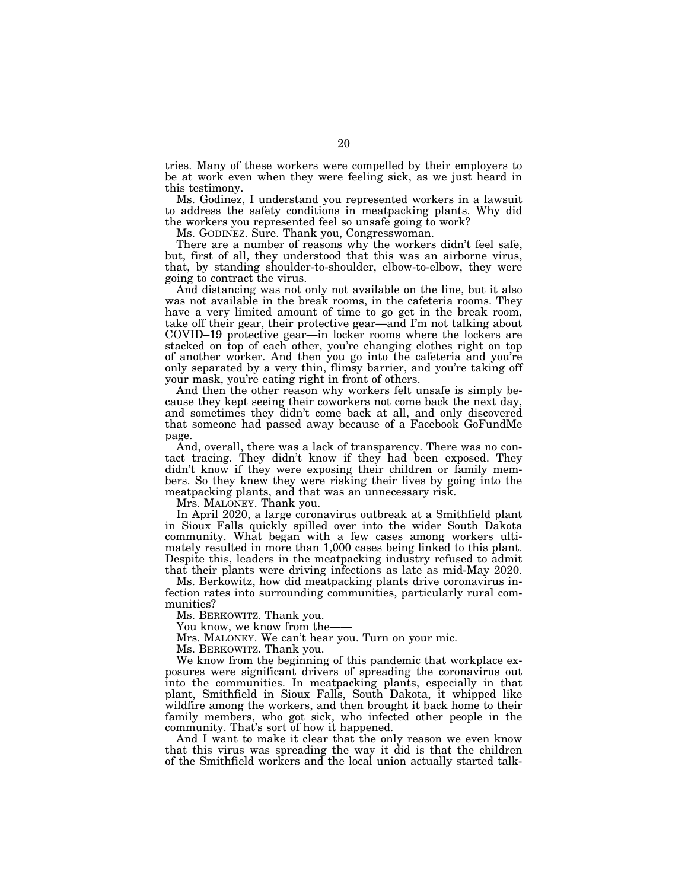tries. Many of these workers were compelled by their employers to be at work even when they were feeling sick, as we just heard in this testimony.

Ms. Godinez, I understand you represented workers in a lawsuit to address the safety conditions in meatpacking plants. Why did the workers you represented feel so unsafe going to work?

Ms. GODINEZ. Sure. Thank you, Congresswoman.

There are a number of reasons why the workers didn't feel safe, but, first of all, they understood that this was an airborne virus, that, by standing shoulder-to-shoulder, elbow-to-elbow, they were going to contract the virus.

And distancing was not only not available on the line, but it also was not available in the break rooms, in the cafeteria rooms. They have a very limited amount of time to go get in the break room, take off their gear, their protective gear—and I'm not talking about COVID–19 protective gear—in locker rooms where the lockers are stacked on top of each other, you're changing clothes right on top of another worker. And then you go into the cafeteria and you're only separated by a very thin, flimsy barrier, and you're taking off your mask, you're eating right in front of others.

And then the other reason why workers felt unsafe is simply because they kept seeing their coworkers not come back the next day, and sometimes they didn't come back at all, and only discovered that someone had passed away because of a Facebook GoFundMe page.

And, overall, there was a lack of transparency. There was no contact tracing. They didn't know if they had been exposed. They didn't know if they were exposing their children or family members. So they knew they were risking their lives by going into the meatpacking plants, and that was an unnecessary risk.

Mrs. MALONEY. Thank you.

In April 2020, a large coronavirus outbreak at a Smithfield plant in Sioux Falls quickly spilled over into the wider South Dakota community. What began with a few cases among workers ultimately resulted in more than 1,000 cases being linked to this plant. Despite this, leaders in the meatpacking industry refused to admit that their plants were driving infections as late as mid-May 2020.

Ms. Berkowitz, how did meatpacking plants drive coronavirus infection rates into surrounding communities, particularly rural communities?

Ms. BERKOWITZ. Thank you.

You know, we know from the——

Mrs. MALONEY. We can't hear you. Turn on your mic.

Ms. BERKOWITZ. Thank you.

We know from the beginning of this pandemic that workplace exposures were significant drivers of spreading the coronavirus out into the communities. In meatpacking plants, especially in that plant, Smithfield in Sioux Falls, South Dakota, it whipped like wildfire among the workers, and then brought it back home to their family members, who got sick, who infected other people in the community. That's sort of how it happened.

And I want to make it clear that the only reason we even know that this virus was spreading the way it did is that the children of the Smithfield workers and the local union actually started talk-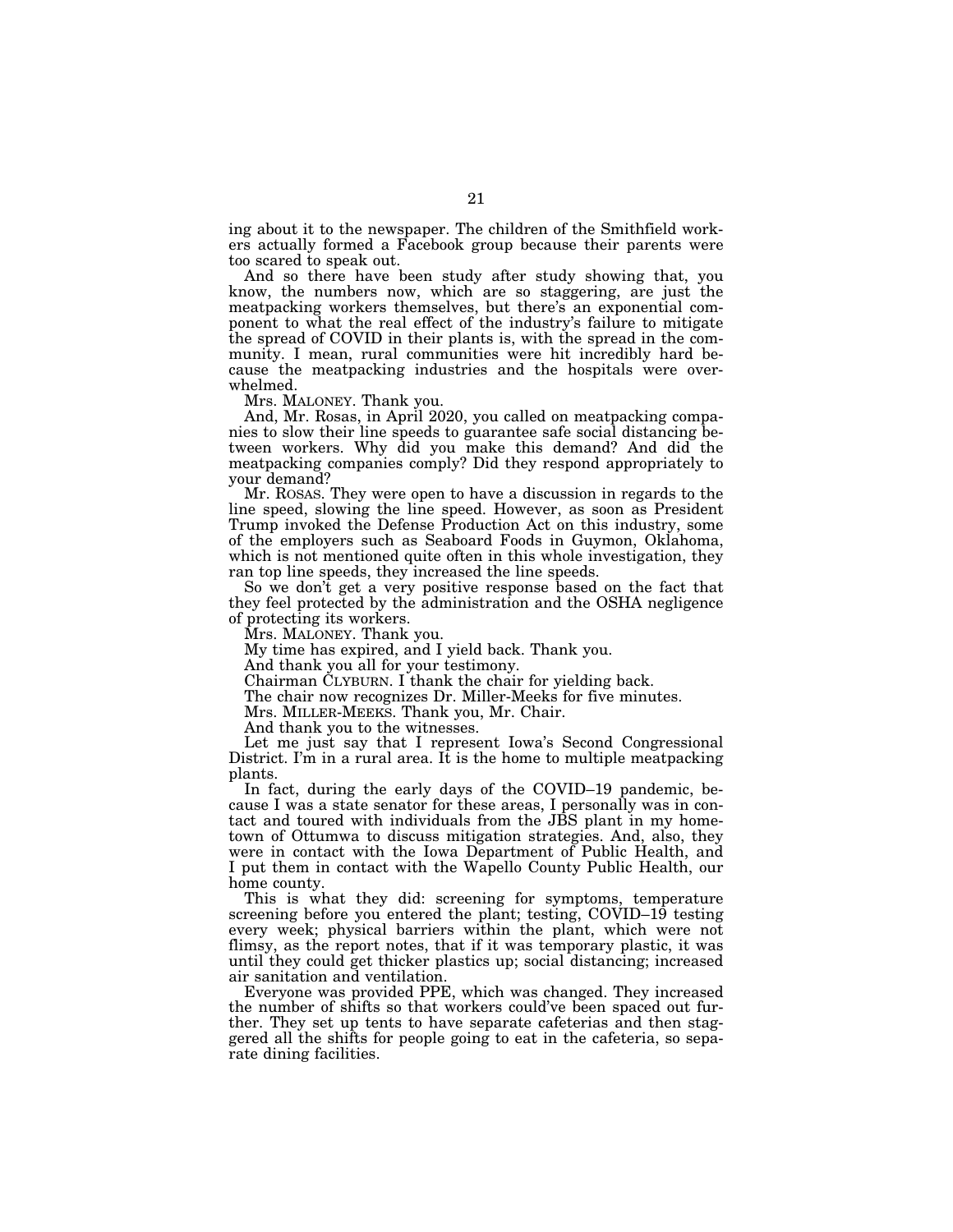ing about it to the newspaper. The children of the Smithfield workers actually formed a Facebook group because their parents were too scared to speak out.

And so there have been study after study showing that, you know, the numbers now, which are so staggering, are just the meatpacking workers themselves, but there's an exponential component to what the real effect of the industry's failure to mitigate the spread of COVID in their plants is, with the spread in the community. I mean, rural communities were hit incredibly hard because the meatpacking industries and the hospitals were overwhelmed.

Mrs. MALONEY. Thank you.

And, Mr. Rosas, in April 2020, you called on meatpacking companies to slow their line speeds to guarantee safe social distancing between workers. Why did you make this demand? And did the meatpacking companies comply? Did they respond appropriately to your demand?

Mr. ROSAS. They were open to have a discussion in regards to the line speed, slowing the line speed. However, as soon as President Trump invoked the Defense Production Act on this industry, some of the employers such as Seaboard Foods in Guymon, Oklahoma, which is not mentioned quite often in this whole investigation, they ran top line speeds, they increased the line speeds.

So we don't get a very positive response based on the fact that they feel protected by the administration and the OSHA negligence of protecting its workers.

Mrs. MALONEY. Thank you.

My time has expired, and I yield back. Thank you.

And thank you all for your testimony.

Chairman CLYBURN. I thank the chair for yielding back.

The chair now recognizes Dr. Miller-Meeks for five minutes.

Mrs. MILLER-MEEKS. Thank you, Mr. Chair.

And thank you to the witnesses.

Let me just say that I represent Iowa's Second Congressional District. I'm in a rural area. It is the home to multiple meatpacking plants.

In fact, during the early days of the COVID–19 pandemic, because I was a state senator for these areas, I personally was in contact and toured with individuals from the JBS plant in my hometown of Ottumwa to discuss mitigation strategies. And, also, they were in contact with the Iowa Department of Public Health, and I put them in contact with the Wapello County Public Health, our home county.

This is what they did: screening for symptoms, temperature screening before you entered the plant; testing, COVID–19 testing every week; physical barriers within the plant, which were not flimsy, as the report notes, that if it was temporary plastic, it was until they could get thicker plastics up; social distancing; increased air sanitation and ventilation.

Everyone was provided PPE, which was changed. They increased the number of shifts so that workers could've been spaced out further. They set up tents to have separate cafeterias and then staggered all the shifts for people going to eat in the cafeteria, so separate dining facilities.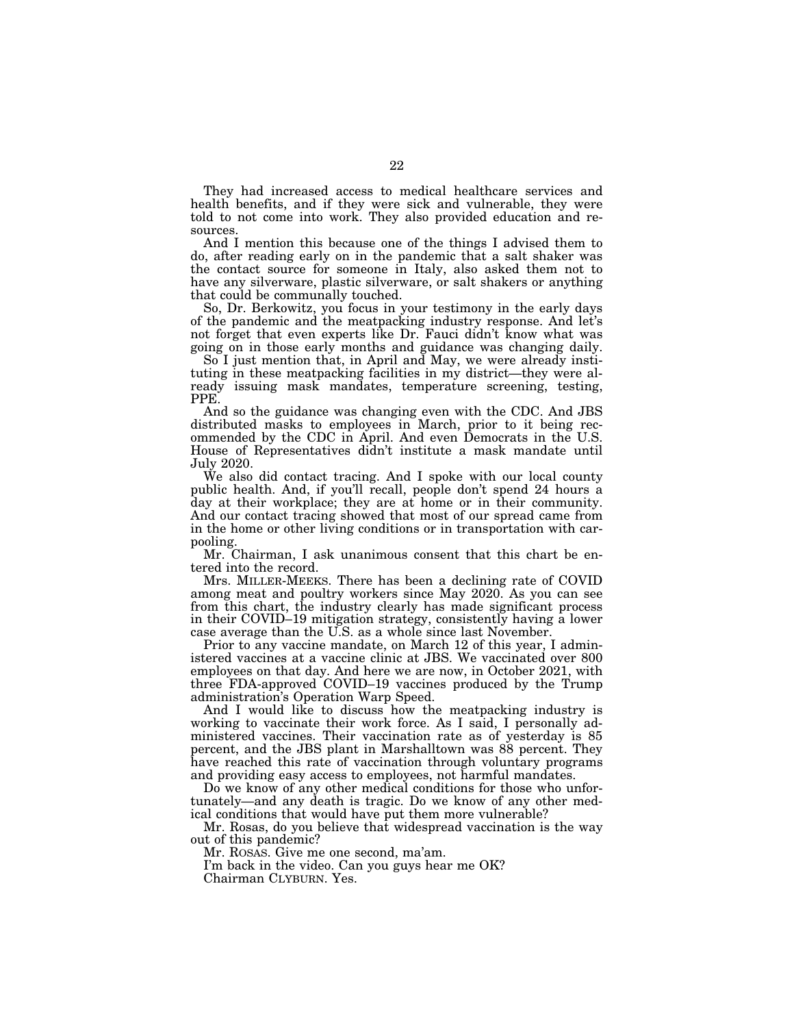They had increased access to medical healthcare services and health benefits, and if they were sick and vulnerable, they were told to not come into work. They also provided education and resources.

And I mention this because one of the things I advised them to do, after reading early on in the pandemic that a salt shaker was the contact source for someone in Italy, also asked them not to have any silverware, plastic silverware, or salt shakers or anything that could be communally touched.

So, Dr. Berkowitz, you focus in your testimony in the early days of the pandemic and the meatpacking industry response. And let's not forget that even experts like Dr. Fauci didn't know what was going on in those early months and guidance was changing daily.

So I just mention that, in April and May, we were already instituting in these meatpacking facilities in my district—they were already issuing mask mandates, temperature screening, testing, PPE.

And so the guidance was changing even with the CDC. And JBS distributed masks to employees in March, prior to it being recommended by the CDC in April. And even Democrats in the U.S. House of Representatives didn't institute a mask mandate until July 2020.

We also did contact tracing. And I spoke with our local county public health. And, if you'll recall, people don't spend 24 hours a day at their workplace; they are at home or in their community. And our contact tracing showed that most of our spread came from in the home or other living conditions or in transportation with carpooling.

Mr. Chairman, I ask unanimous consent that this chart be entered into the record.

Mrs. MILLER-MEEKS. There has been a declining rate of COVID among meat and poultry workers since May 2020. As you can see from this chart, the industry clearly has made significant process in their COVID–19 mitigation strategy, consistently having a lower case average than the U.S. as a whole since last November.

Prior to any vaccine mandate, on March 12 of this year, I administered vaccines at a vaccine clinic at JBS. We vaccinated over 800 employees on that day. And here we are now, in October 2021, with three FDA-approved COVID–19 vaccines produced by the Trump administration's Operation Warp Speed.

And I would like to discuss how the meatpacking industry is working to vaccinate their work force. As I said, I personally administered vaccines. Their vaccination rate as of yesterday is 85 percent, and the JBS plant in Marshalltown was 88 percent. They have reached this rate of vaccination through voluntary programs and providing easy access to employees, not harmful mandates.

Do we know of any other medical conditions for those who unfortunately—and any death is tragic. Do we know of any other medical conditions that would have put them more vulnerable?

Mr. Rosas, do you believe that widespread vaccination is the way out of this pandemic?

Mr. ROSAS. Give me one second, ma'am.

I'm back in the video. Can you guys hear me OK?

Chairman CLYBURN. Yes.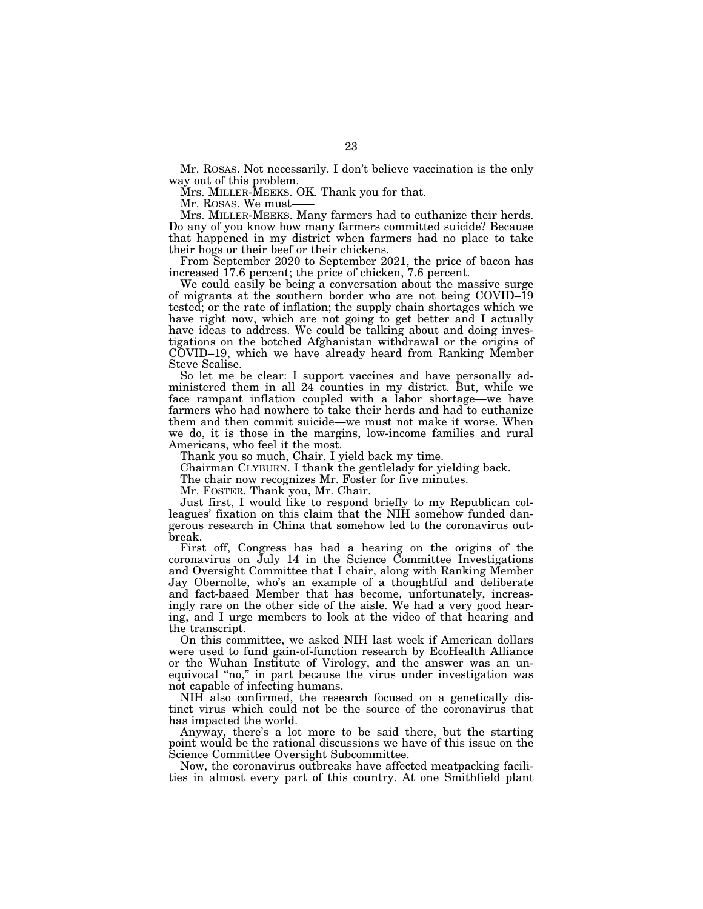Mr. ROSAS. Not necessarily. I don't believe vaccination is the only way out of this problem.

Mrs. MILLER-MEEKS. OK. Thank you for that.

Mr. ROSAS. We must——

Mrs. MILLER-MEEKS. Many farmers had to euthanize their herds. Do any of you know how many farmers committed suicide? Because that happened in my district when farmers had no place to take their hogs or their beef or their chickens.

From September 2020 to September 2021, the price of bacon has increased 17.6 percent; the price of chicken, 7.6 percent.

We could easily be being a conversation about the massive surge of migrants at the southern border who are not being COVID–19 tested; or the rate of inflation; the supply chain shortages which we have right now, which are not going to get better and I actually have ideas to address. We could be talking about and doing investigations on the botched Afghanistan withdrawal or the origins of COVID–19, which we have already heard from Ranking Member Steve Scalise.

So let me be clear: I support vaccines and have personally administered them in all 24 counties in my district. But, while we face rampant inflation coupled with a labor shortage—we have farmers who had nowhere to take their herds and had to euthanize them and then commit suicide—we must not make it worse. When we do, it is those in the margins, low-income families and rural Americans, who feel it the most.

Thank you so much, Chair. I yield back my time.

Chairman CLYBURN. I thank the gentlelady for yielding back.

The chair now recognizes Mr. Foster for five minutes.

Mr. FOSTER. Thank you, Mr. Chair.

Just first, I would like to respond briefly to my Republican colleagues' fixation on this claim that the NIH somehow funded dangerous research in China that somehow led to the coronavirus outbreak.

First off, Congress has had a hearing on the origins of the coronavirus on July 14 in the Science Committee Investigations and Oversight Committee that I chair, along with Ranking Member Jay Obernolte, who's an example of a thoughtful and deliberate and fact-based Member that has become, unfortunately, increasingly rare on the other side of the aisle. We had a very good hearing, and I urge members to look at the video of that hearing and the transcript.

On this committee, we asked NIH last week if American dollars were used to fund gain-of-function research by EcoHealth Alliance or the Wuhan Institute of Virology, and the answer was an unequivocal "no," in part because the virus under investigation was not capable of infecting humans.

NIH also confirmed, the research focused on a genetically distinct virus which could not be the source of the coronavirus that has impacted the world.

Anyway, there's a lot more to be said there, but the starting point would be the rational discussions we have of this issue on the Science Committee Oversight Subcommittee.

Now, the coronavirus outbreaks have affected meatpacking facilities in almost every part of this country. At one Smithfield plant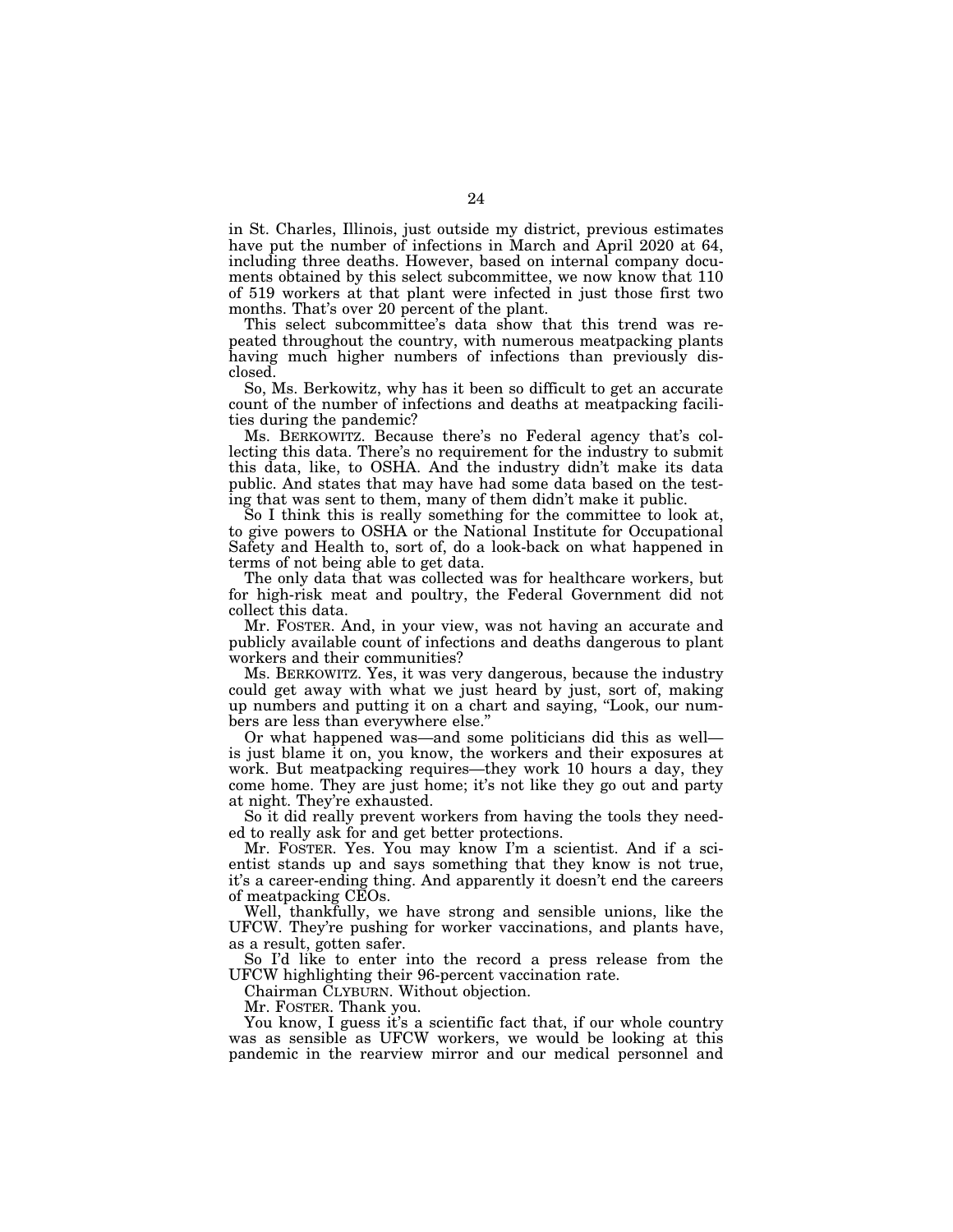in St. Charles, Illinois, just outside my district, previous estimates have put the number of infections in March and April 2020 at 64, including three deaths. However, based on internal company documents obtained by this select subcommittee, we now know that 110 of 519 workers at that plant were infected in just those first two months. That's over 20 percent of the plant.

This select subcommittee's data show that this trend was repeated throughout the country, with numerous meatpacking plants having much higher numbers of infections than previously disclosed.

So, Ms. Berkowitz, why has it been so difficult to get an accurate count of the number of infections and deaths at meatpacking facilities during the pandemic?

Ms. BERKOWITZ. Because there's no Federal agency that's collecting this data. There's no requirement for the industry to submit this data, like, to OSHA. And the industry didn't make its data public. And states that may have had some data based on the testing that was sent to them, many of them didn't make it public.

So I think this is really something for the committee to look at, to give powers to OSHA or the National Institute for Occupational Safety and Health to, sort of, do a look-back on what happened in terms of not being able to get data.

The only data that was collected was for healthcare workers, but for high-risk meat and poultry, the Federal Government did not collect this data.

Mr. FOSTER. And, in your view, was not having an accurate and publicly available count of infections and deaths dangerous to plant workers and their communities?

Ms. BERKOWITZ. Yes, it was very dangerous, because the industry could get away with what we just heard by just, sort of, making up numbers and putting it on a chart and saying, "Look, our numbers are less than everywhere else."

Or what happened was—and some politicians did this as well—is just blame it on, you know, the workers and their exposures at work. But meatpacking requires—they work 10 hours a day, they come home. They are just home; it's not like they go out and party at night. They're exhausted.

So it did really prevent workers from having the tools they needed to really ask for and get better protections.

Mr. FOSTER. Yes. You may know I'm a scientist. And if a scientist stands up and says something that they know is not true, it's a career-ending thing. And apparently it doesn't end the careers of meatpacking CEOs.

Well, thankfully, we have strong and sensible unions, like the UFCW. They're pushing for worker vaccinations, and plants have, as a result, gotten safer.

So I'd like to enter into the record a press release from the UFCW highlighting their 96-percent vaccination rate.

Chairman CLYBURN. Without objection.

Mr. FOSTER. Thank you.

You know, I guess it's a scientific fact that, if our whole country was as sensible as UFCW workers, we would be looking at this pandemic in the rearview mirror and our medical personnel and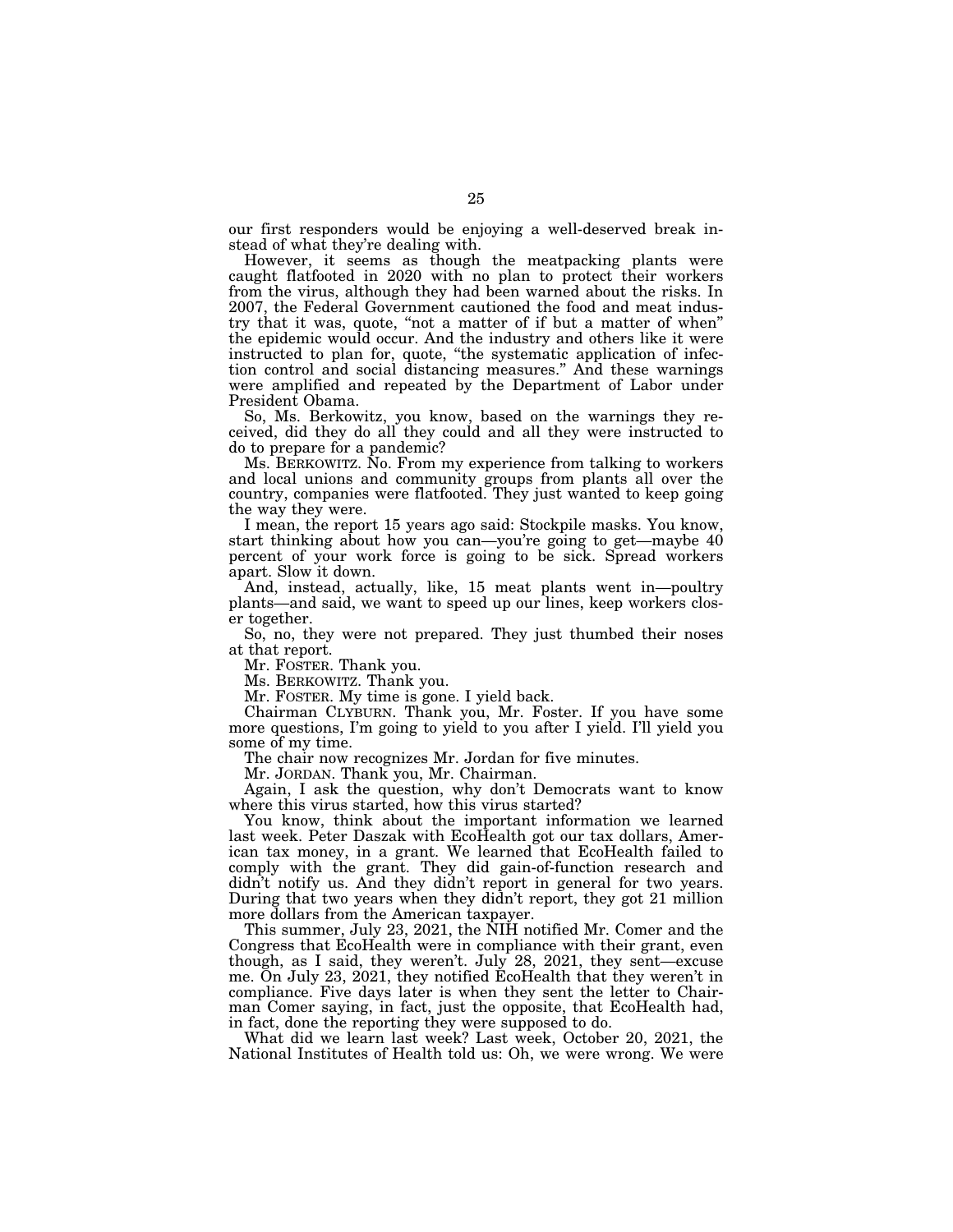our first responders would be enjoying a well-deserved break instead of what they're dealing with.

However, it seems as though the meatpacking plants were caught flatfooted in 2020 with no plan to protect their workers from the virus, although they had been warned about the risks. In 2007, the Federal Government cautioned the food and meat industry that it was, quote, "not a matter of if but a matter of when" the epidemic would occur. And the industry and others like it were instructed to plan for, quote, "the systematic application of infection control and social distancing measures." And these warnings were amplified and repeated by the Department of Labor under President Obama.

So, Ms. Berkowitz, you know, based on the warnings they received, did they do all they could and all they were instructed to do to prepare for a pandemic?

Ms. BERKOWITZ. No. From my experience from talking to workers and local unions and community groups from plants all over the country, companies were flatfooted. They just wanted to keep going the way they were.

I mean, the report 15 years ago said: Stockpile masks. You know, start thinking about how you can—you're going to get—maybe 40 percent of your work force is going to be sick. Spread workers apart. Slow it down.

And, instead, actually, like, 15 meat plants went in—poultry plants—and said, we want to speed up our lines, keep workers closer together.

So, no, they were not prepared. They just thumbed their noses at that report.

Mr. FOSTER. Thank you.

Ms. BERKOWITZ. Thank you.

Mr. FOSTER. My time is gone. I yield back.

Chairman CLYBURN. Thank you, Mr. Foster. If you have some more questions, I'm going to yield to you after I yield. I'll yield you some of my time.

The chair now recognizes Mr. Jordan for five minutes.

Mr. JORDAN. Thank you, Mr. Chairman.

Again, I ask the question, why don't Democrats want to know where this virus started, how this virus started?

You know, think about the important information we learned last week. Peter Daszak with EcoHealth got our tax dollars, American tax money, in a grant. We learned that EcoHealth failed to comply with the grant. They did gain-of-function research and didn't notify us. And they didn't report in general for two years. During that two years when they didn't report, they got 21 million more dollars from the American taxpayer.

This summer, July 23, 2021, the NIH notified Mr. Comer and the Congress that EcoHealth were in compliance with their grant, even though, as I said, they weren't. July 28, 2021, they sent—excuse me. On July 23, 2021, they notified EcoHealth that they weren't in compliance. Five days later is when they sent the letter to Chairman Comer saying, in fact, just the opposite, that EcoHealth had, in fact, done the reporting they were supposed to do.

What did we learn last week? Last week, October 20, 2021, the National Institutes of Health told us: Oh, we were wrong. We were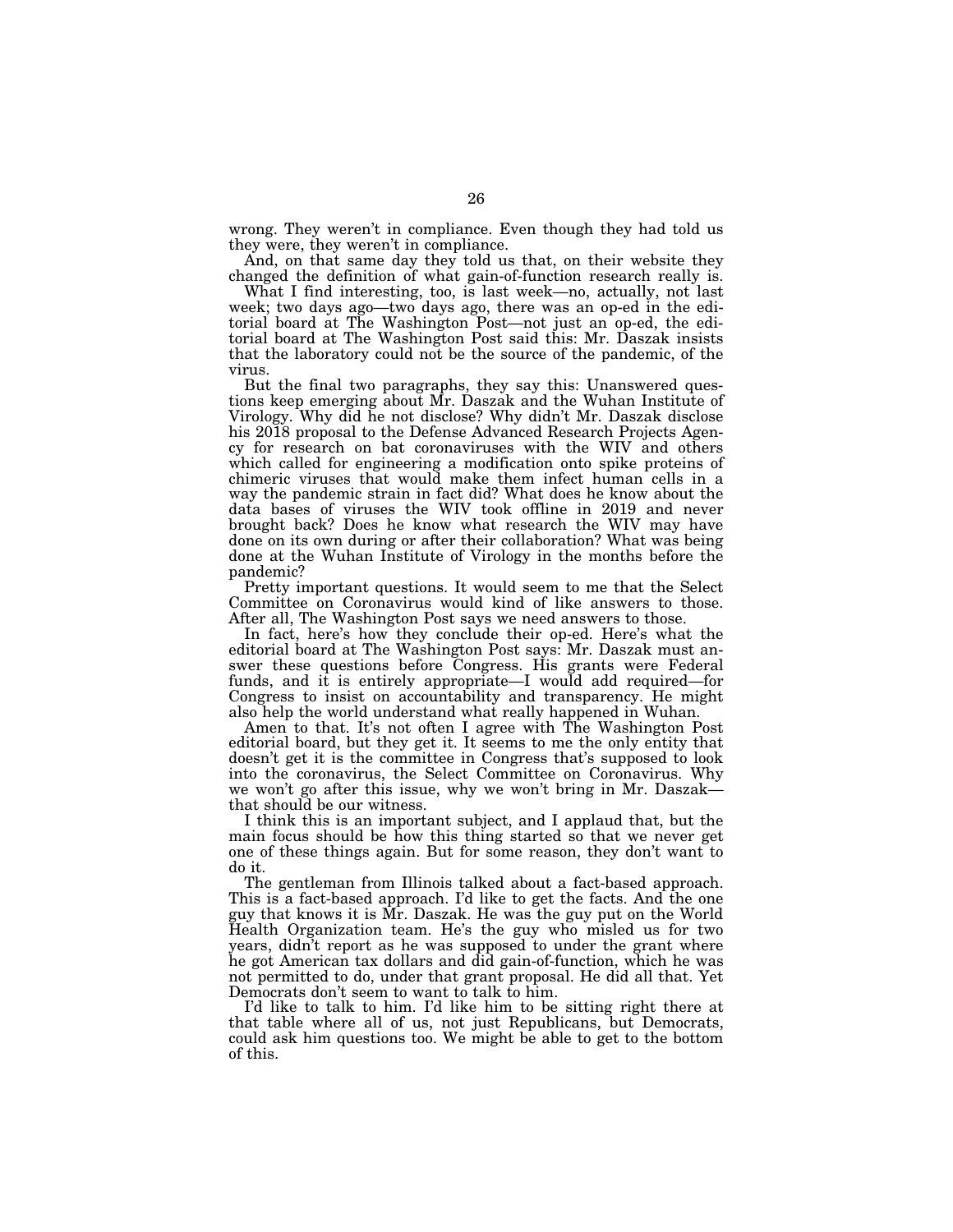wrong. They weren't in compliance. Even though they had told us they were, they weren't in compliance.

And, on that same day they told us that, on their website they changed the definition of what gain-of-function research really is.

What I find interesting, too, is last week—no, actually, not last week; two days ago—two days ago, there was an op-ed in the editorial board at The Washington Post—not just an op-ed, the editorial board at The Washington Post said this: Mr. Daszak insists that the laboratory could not be the source of the pandemic, of the virus.

But the final two paragraphs, they say this: Unanswered questions keep emerging about Mr. Daszak and the Wuhan Institute of Virology. Why did he not disclose? Why didn't Mr. Daszak disclose his 2018 proposal to the Defense Advanced Research Projects Agency for research on bat coronaviruses with the WIV and others which called for engineering a modification onto spike proteins of chimeric viruses that would make them infect human cells in a way the pandemic strain in fact did? What does he know about the data bases of viruses the WIV took offline in 2019 and never brought back? Does he know what research the WIV may have done on its own during or after their collaboration? What was being done at the Wuhan Institute of Virology in the months before the pandemic?

Pretty important questions. It would seem to me that the Select Committee on Coronavirus would kind of like answers to those. After all, The Washington Post says we need answers to those.

In fact, here's how they conclude their op-ed. Here's what the editorial board at The Washington Post says: Mr. Daszak must answer these questions before Congress. His grants were Federal funds, and it is entirely appropriate—I would add required—for Congress to insist on accountability and transparency. He might also help the world understand what really happened in Wuhan.

Amen to that. It's not often I agree with The Washington Post editorial board, but they get it. It seems to me the only entity that doesn't get it is the committee in Congress that's supposed to look into the coronavirus, the Select Committee on Coronavirus. Why we won't go after this issue, why we won't bring in Mr. Daszak—that should be our witness.

I think this is an important subject, and I applaud that, but the main focus should be how this thing started so that we never get one of these things again. But for some reason, they don't want to do it.

The gentleman from Illinois talked about a fact-based approach. This is a fact-based approach. I'd like to get the facts. And the one guy that knows it is Mr. Daszak. He was the guy put on the World Health Organization team. He's the guy who misled us for two years, didn't report as he was supposed to under the grant where he got American tax dollars and did gain-of-function, which he was not permitted to do, under that grant proposal. He did all that. Yet Democrats don't seem to want to talk to him.

I'd like to talk to him. I'd like him to be sitting right there at that table where all of us, not just Republicans, but Democrats, could ask him questions too. We might be able to get to the bottom of this.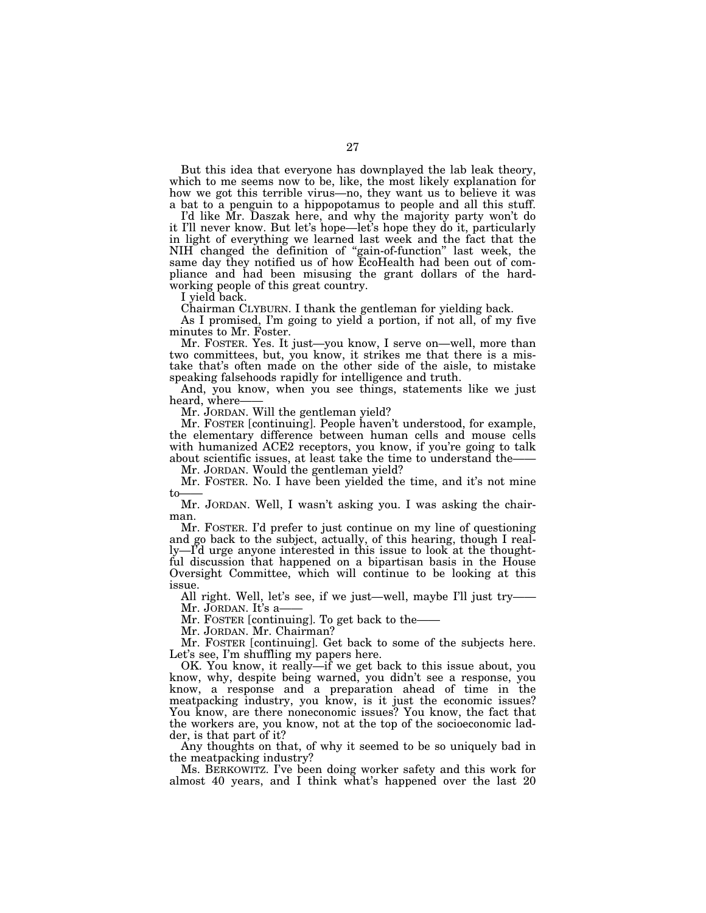But this idea that everyone has downplayed the lab leak theory, which to me seems now to be, like, the most likely explanation for how we got this terrible virus—no, they want us to believe it was a bat to a penguin to a hippopotamus to people and all this stuff.

I'd like Mr. Daszak here, and why the majority party won't do it I'll never know. But let's hope—let's hope they do it, particularly in light of everything we learned last week and the fact that the NIH changed the definition of "gain-of-function" last week, the same day they notified us of how EcoHealth had been out of compliance and had been misusing the grant dollars of the hard-working people of this great country.

I yield back.

Chairman CLYBURN. I thank the gentleman for yielding back.

As I promised, I'm going to yield a portion, if not all, of my five minutes to Mr. Foster.

Mr. FOSTER. Yes. It just—you know, I serve on—well, more than two committees, but, you know, it strikes me that there is a mistake that's often made on the other side of the aisle, to mistake speaking falsehoods rapidly for intelligence and truth.

And, you know, when you see things, statements like we just heard, where——

Mr. JORDAN. Will the gentleman yield?

Mr. FOSTER [continuing]. People haven't understood, for example, the elementary difference between human cells and mouse cells with humanized ACE2 receptors, you know, if you're going to talk about scientific issues, at least take the time to understand the——

Mr. JORDAN. Would the gentleman yield?

Mr. FOSTER. No. I have been yielded the time, and it's not mine to——

Mr. JORDAN. Well, I wasn't asking you. I was asking the chairman.

Mr. FOSTER. I'd prefer to just continue on my line of questioning and go back to the subject, actually, of this hearing, though I really—I'd urge anyone interested in this issue to look at the thoughtful discussion that happened on a bipartisan basis in the House Oversight Committee, which will continue to be looking at this issue.

All right. Well, let's see, if we just—well, maybe I'll just try——

Mr. JORDAN. It's a——

Mr. FOSTER [continuing]. To get back to the——

Mr. JORDAN. Mr. Chairman?

Mr. FOSTER [continuing]. Get back to some of the subjects here. Let's see, I'm shuffling my papers here.

OK. You know, it really—if we get back to this issue about, you know, why, despite being warned, you didn't see a response, you know, a response and a preparation ahead of time in the meatpacking industry, you know, is it just the economic issues? You know, are there noneconomic issues? You know, the fact that the workers are, you know, not at the top of the socioeconomic ladder, is that part of it?

Any thoughts on that, of why it seemed to be so uniquely bad in the meatpacking industry?

Ms. BERKOWITZ. I've been doing worker safety and this work for almost 40 years, and I think what's happened over the last 20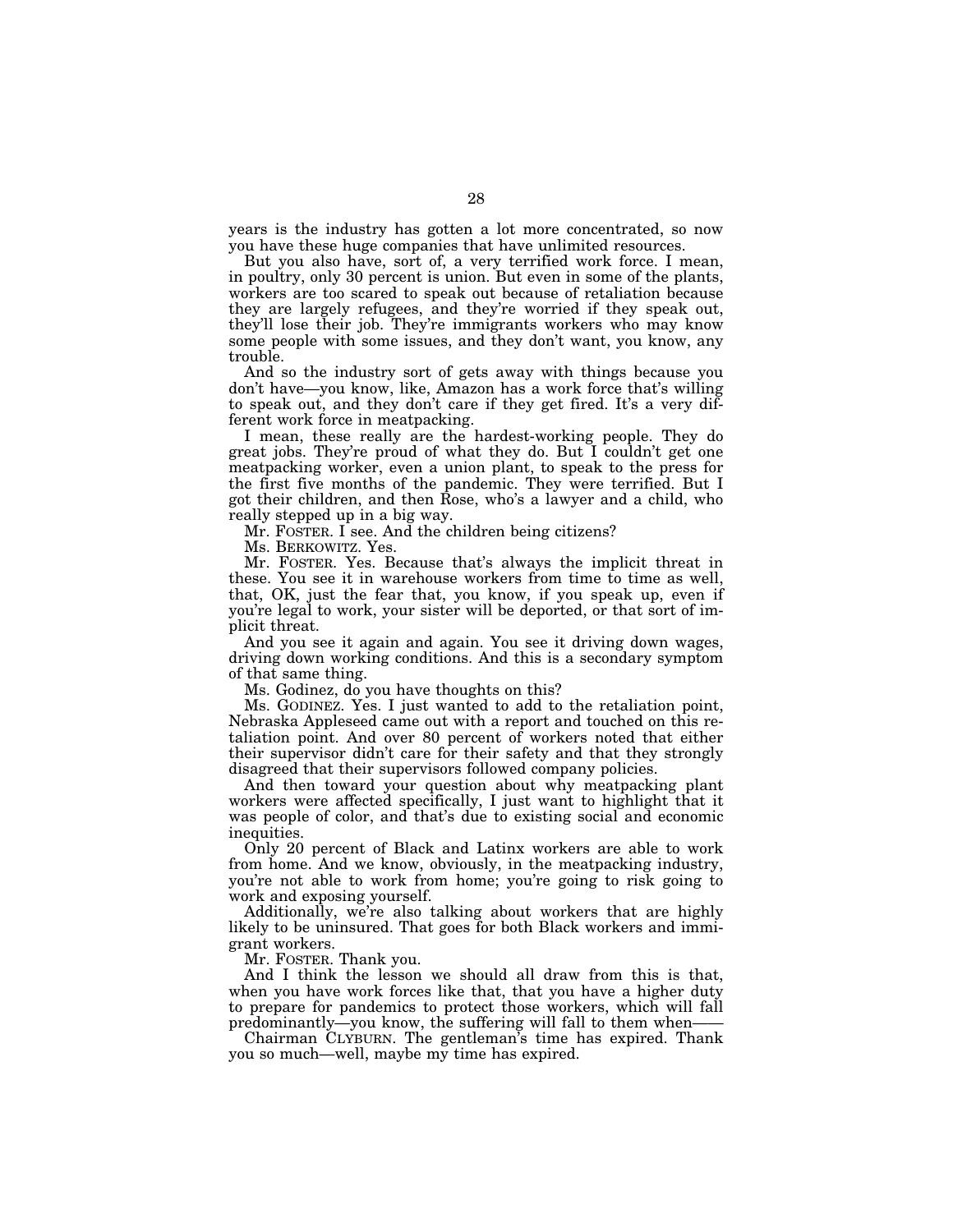years is the industry has gotten a lot more concentrated, so now you have these huge companies that have unlimited resources.

But you also have, sort of, a very terrified work force. I mean, in poultry, only 30 percent is union. But even in some of the plants, workers are too scared to speak out because of retaliation because they are largely refugees, and they're worried if they speak out, they'll lose their job. They're immigrants workers who may know some people with some issues, and they don't want, you know, any trouble.

And so the industry sort of gets away with things because you don't have—you know, like, Amazon has a work force that's willing to speak out, and they don't care if they get fired. It's a very different work force in meatpacking.

I mean, these really are the hardest-working people. They do great jobs. They're proud of what they do. But I couldn't get one meatpacking worker, even a union plant, to speak to the press for the first five months of the pandemic. They were terrified. But I got their children, and then Rose, who's a lawyer and a child, who really stepped up in a big way.

Mr. FOSTER. I see. And the children being citizens?

Ms. BERKOWITZ. Yes.

Mr. FOSTER. Yes. Because that's always the implicit threat in these. You see it in warehouse workers from time to time as well, that, OK, just the fear that, you know, if you speak up, even if you're legal to work, your sister will be deported, or that sort of implicit threat.

And you see it again and again. You see it driving down wages, driving down working conditions. And this is a secondary symptom of that same thing.

Ms. Godinez, do you have thoughts on this?

Ms. GODINEZ. Yes. I just wanted to add to the retaliation point, Nebraska Appleseed came out with a report and touched on this retaliation point. And over 80 percent of workers noted that either their supervisor didn't care for their safety and that they strongly disagreed that their supervisors followed company policies.

And then toward your question about why meatpacking plant workers were affected specifically, I just want to highlight that it was people of color, and that's due to existing social and economic inequities.

Only 20 percent of Black and Latinx workers are able to work from home. And we know, obviously, in the meatpacking industry, you're not able to work from home; you're going to risk going to work and exposing yourself.

Additionally, we're also talking about workers that are highly likely to be uninsured. That goes for both Black workers and immigrant workers.

Mr. FOSTER. Thank you.

And I think the lesson we should all draw from this is that, when you have work forces like that, that you have a higher duty to prepare for pandemics to protect those workers, which will fall predominantly—you know, the suffering will fall to them when——

Chairman CLYBURN. The gentleman's time has expired. Thank you so much—well, maybe my time has expired.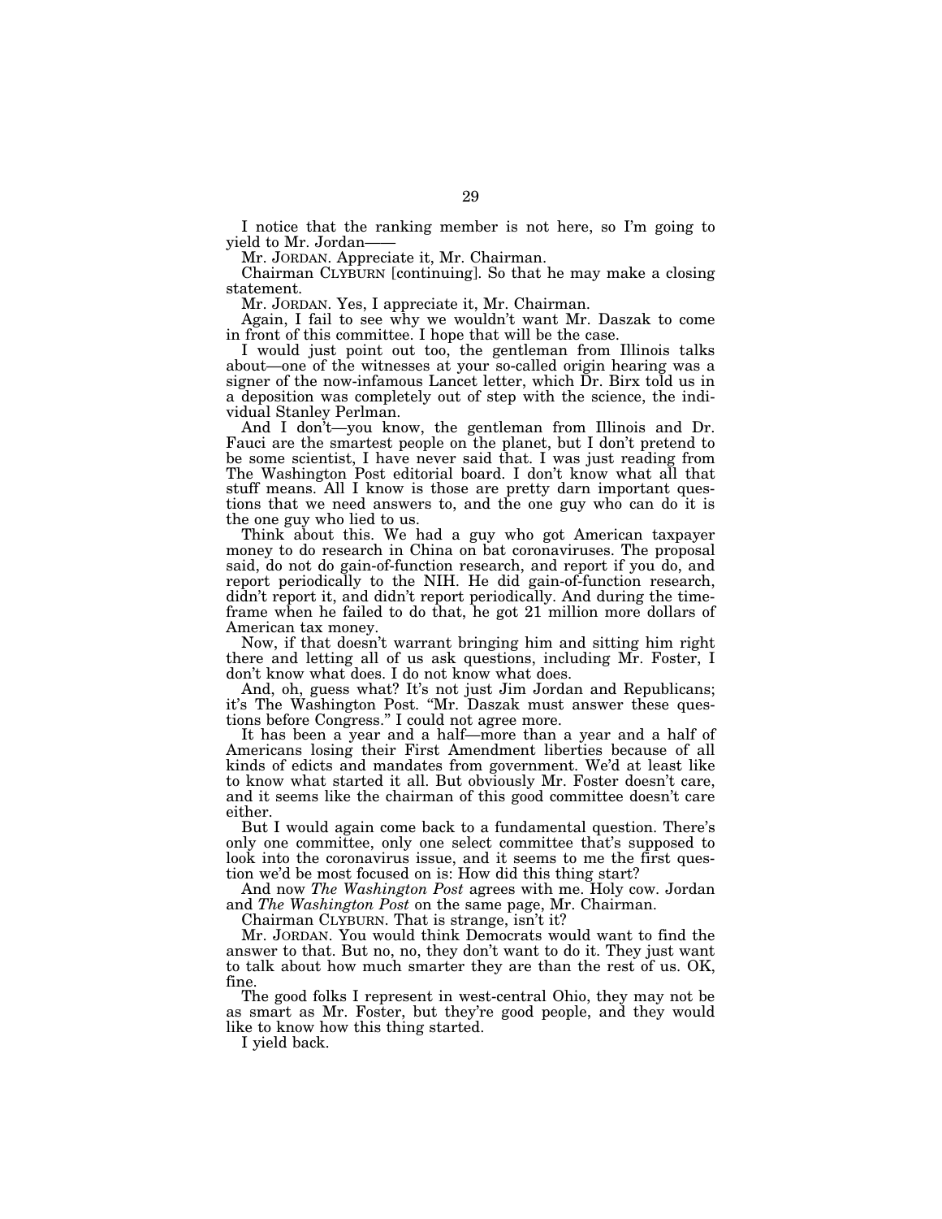I notice that the ranking member is not here, so I'm going to yield to Mr. Jordan——

Mr. JORDAN. Appreciate it, Mr. Chairman.

Chairman CLYBURN [continuing]. So that he may make a closing statement.

Mr. JORDAN. Yes, I appreciate it, Mr. Chairman.

Again, I fail to see why we wouldn't want Mr. Daszak to come in front of this committee. I hope that will be the case.

I would just point out too, the gentleman from Illinois talks about—one of the witnesses at your so-called origin hearing was a signer of the now-infamous Lancet letter, which Dr. Birx told us in a deposition was completely out of step with the science, the individual Stanley Perlman.

And I don't—you know, the gentleman from Illinois and Dr. Fauci are the smartest people on the planet, but I don't pretend to be some scientist, I have never said that. I was just reading from The Washington Post editorial board. I don't know what all that stuff means. All I know is those are pretty darn important questions that we need answers to, and the one guy who can do it is the one guy who lied to us.

Think about this. We had a guy who got American taxpayer money to do research in China on bat coronaviruses. The proposal said, do not do gain-of-function research, and report if you do, and report periodically to the NIH. He did gain-of-function research, didn't report it, and didn't report periodically. And during the timeframe when he failed to do that, he got 21 million more dollars of American tax money.

Now, if that doesn't warrant bringing him and sitting him right there and letting all of us ask questions, including Mr. Foster, I don't know what does. I do not know what does.

And, oh, guess what? It's not just Jim Jordan and Republicans; it's The Washington Post. "Mr. Daszak must answer these questions before Congress." I could not agree more.

It has been a year and a half—more than a year and a half of Americans losing their First Amendment liberties because of all kinds of edicts and mandates from government. We'd at least like to know what started it all. But obviously Mr. Foster doesn't care, and it seems like the chairman of this good committee doesn't care either.

But I would again come back to a fundamental question. There's only one committee, only one select committee that's supposed to look into the coronavirus issue, and it seems to me the first question we'd be most focused on is: How did this thing start?

And now *The Washington Post* agrees with me. Holy cow. Jordan and *The Washington Post* on the same page, Mr. Chairman.

Chairman CLYBURN. That is strange, isn't it?

Mr. JORDAN. You would think Democrats would want to find the answer to that. But no, no, they don't want to do it. They just want to talk about how much smarter they are than the rest of us. OK, fine.

The good folks I represent in west-central Ohio, they may not be as smart as Mr. Foster, but they're good people, and they would like to know how this thing started.

I yield back.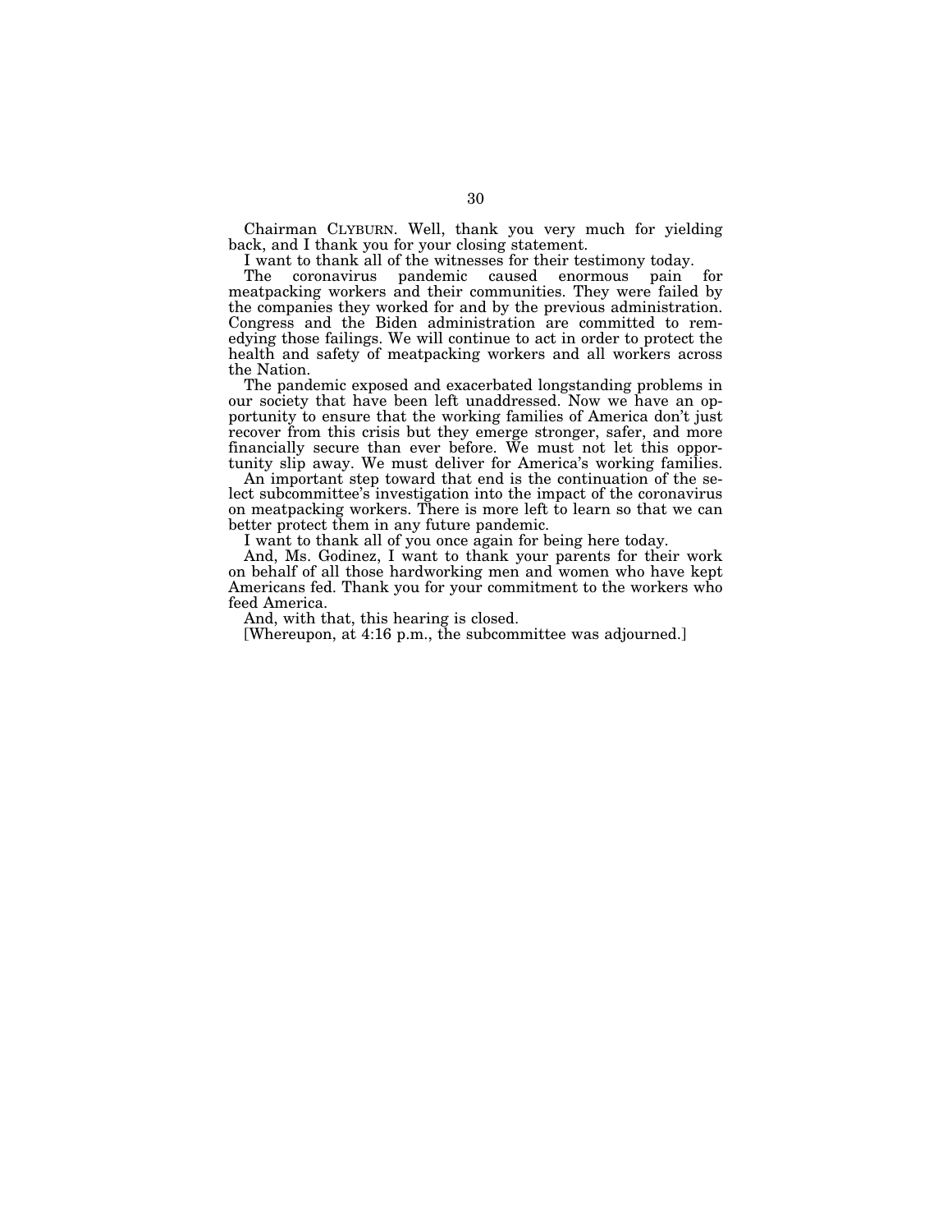Chairman CLYBURN. Well, thank you very much for yielding back, and I thank you for your closing statement.

I want to thank all of the witnesses for their testimony today.

The coronavirus pandemic caused enormous pain for meatpacking workers and their communities. They were failed by the companies they worked for and by the previous administration. Congress and the Biden administration are committed to remedying those failings. We will continue to act in order to protect the health and safety of meatpacking workers and all workers across the Nation.

The pandemic exposed and exacerbated longstanding problems in our society that have been left unaddressed. Now we have an opportunity to ensure that the working families of America don't just recover from this crisis but they emerge stronger, safer, and more financially secure than ever before. We must not let this opportunity slip away. We must deliver for America's working families.

An important step toward that end is the continuation of the select subcommittee's investigation into the impact of the coronavirus on meatpacking workers. There is more left to learn so that we can better protect them in any future pandemic.

I want to thank all of you once again for being here today.

And, Ms. Godinez, I want to thank your parents for their work on behalf of all those hardworking men and women who have kept Americans fed. Thank you for your commitment to the workers who feed America.

And, with that, this hearing is closed.

[Whereupon, at 4:16 p.m., the subcommittee was adjourned.]